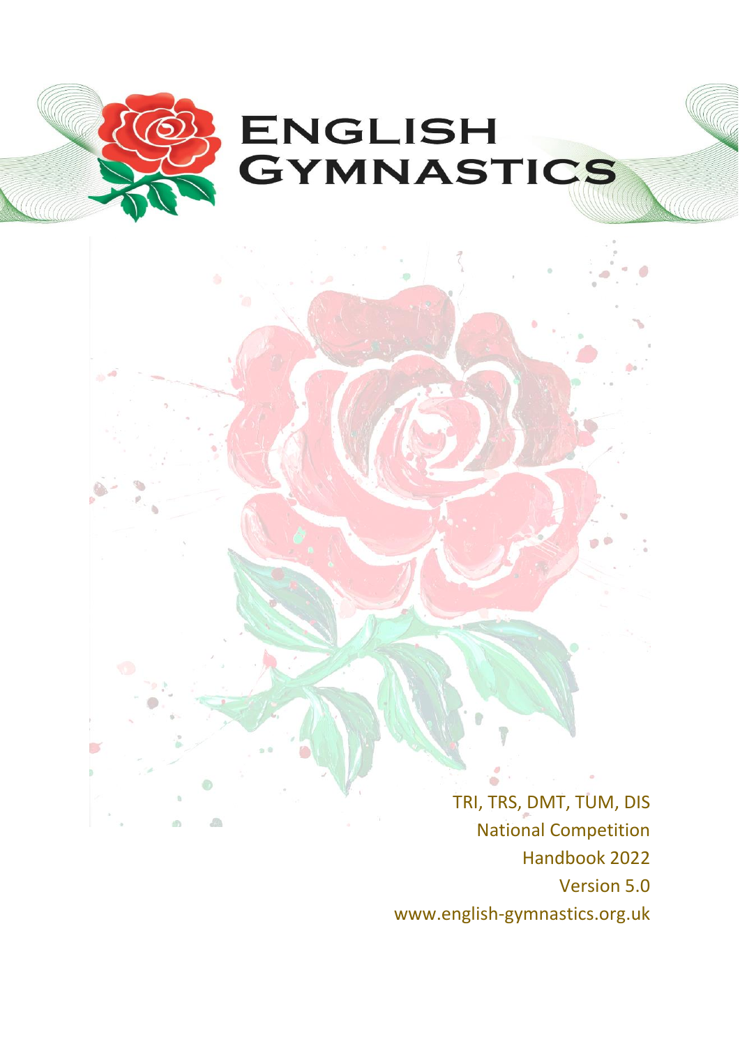# English Gymnastics

TRI, TRS, DMT, TUM, DIS

National Competition

Handbook 2022

Version 5.0

www.english-gymnastics.org.uk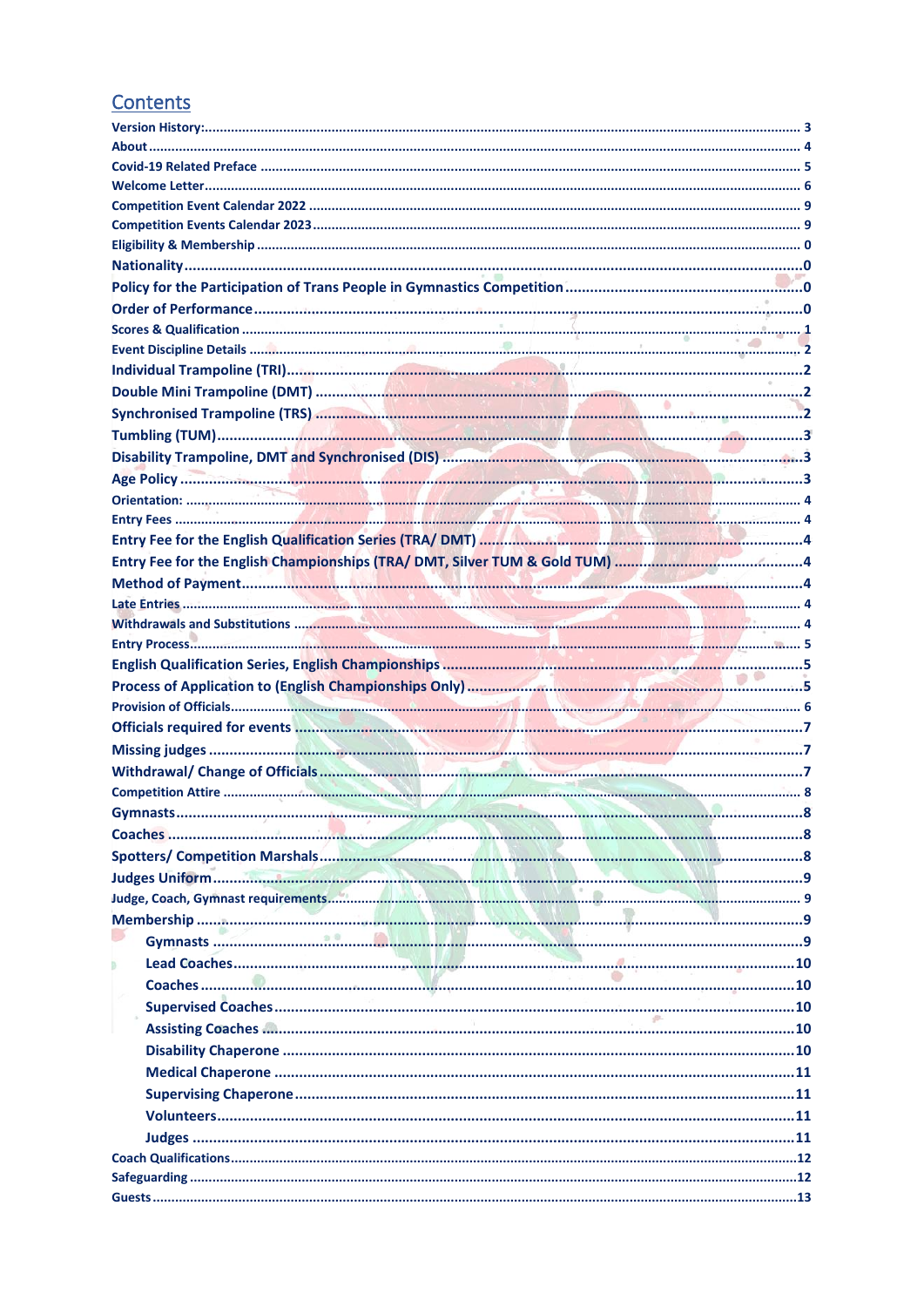## Contents

Version History: 3
About 4
Covid-19 Related Preface 5
Welcome Letter 6
Competition Event Calendar 2022 9
Competition Events Calendar 2023 9
Eligibility & Membership 0
Nationality 0
Policy for the Participation of Trans People in Gymnastics Competition 0
Order of Performance 0
Scores & Qualification 1
Event Discipline Details 2
Individual Trampoline (TRI) 2
Double Mini Trampoline (DMT) 2
Synchronised Trampoline (TRS) 2
Tumbling (TUM) 3
Disability Trampoline, DMT and Synchronised (DIS) 3
Age Policy 3
Orientation: 4
Entry Fees 4
Entry Fee for the English Qualification Series (TRA/ DMT) 4
Entry Fee for the English Championships (TRA/ DMT, Silver TUM & Gold TUM) 4
Method of Payment 4
Late Entries 4
Withdrawals and Substitutions 4
Entry Process 5
English Qualification Series, English Championships 5
Process of Application to (English Championships Only) 5
Provision of Officials 6
Officials required for events 7
Missing judges 7
Withdrawal/ Change of Officials 7
Competition Attire 8
Gymnasts 8
Coaches 8
Spotters/ Competition Marshals 8
Judges Uniform 9
Judge, Coach, Gymnast requirements 9
Membership 9
- Gymnasts 9
- Lead Coaches 10
- Coaches 10
- Supervised Coaches 10
- Assisting Coaches 10
- Disability Chaperone 10
- Medical Chaperone 11
- Supervising Chaperone 11
- Volunteers 11
- Judges 11

Coach Qualifications 12
Safeguarding 12
Guests 13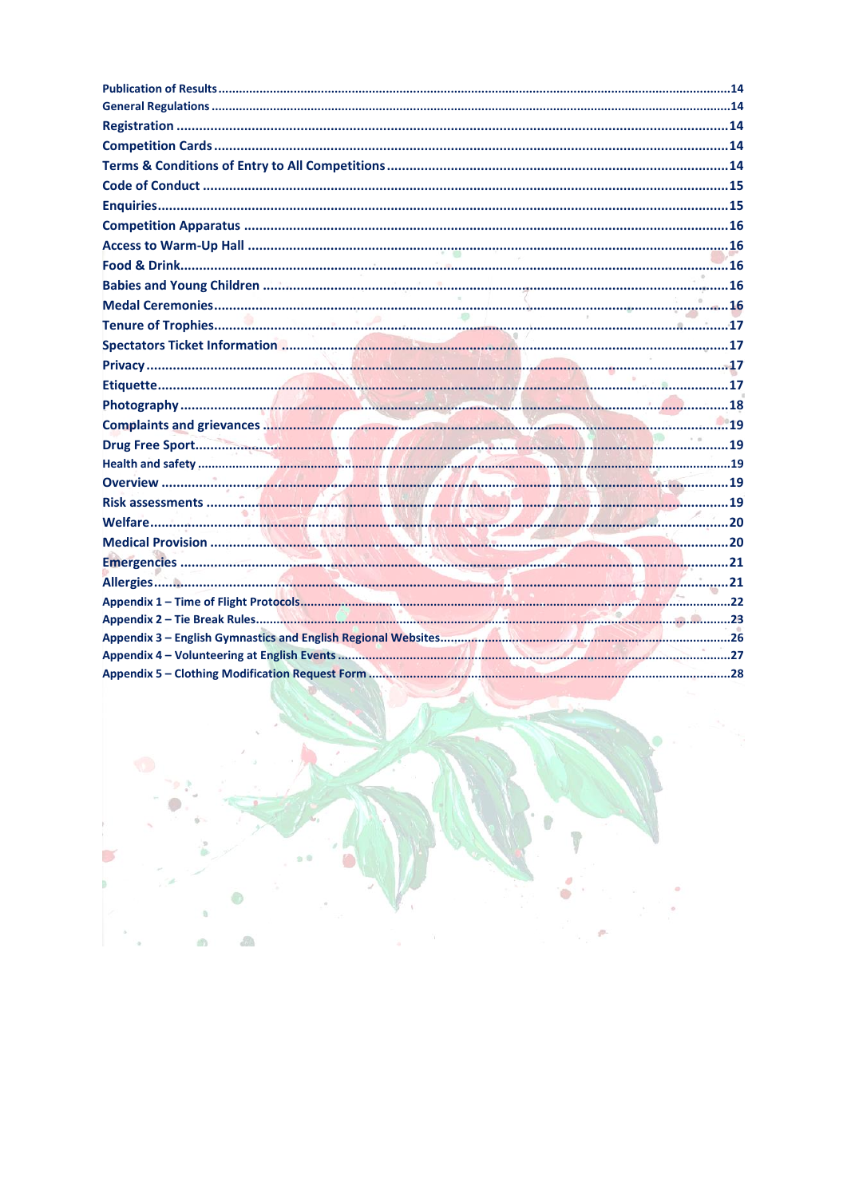Publication of Results ....14
General Regulations ....14
Registration ....14
Competition Cards ....14
Terms & Conditions of Entry to All Competitions ....14
Code of Conduct ....15
Enquiries ....15
Competition Apparatus ....16
Access to Warm-Up Hall ....16
Food & Drink ....16
Babies and Young Children ....16
Medal Ceremonies ....16
Tenure of Trophies ....17
Spectators Ticket Information ....17
Privacy ....17
Etiquette ....17
Photography ....18
Complaints and grievances ....19
Drug Free Sport ....19
Health and safety ....19
Overview ....19
Risk assessments ....19
Welfare ....20
Medical Provision ....20
Emergencies ....21
Allergies ....21
Appendix 1 – Time of Flight Protocols ....22
Appendix 2 – Tie Break Rules ....23
Appendix 3 – English Gymnastics and English Regional Websites ....26
Appendix 4 – Volunteering at English Events ....27
Appendix 5 – Clothing Modification Request Form ....28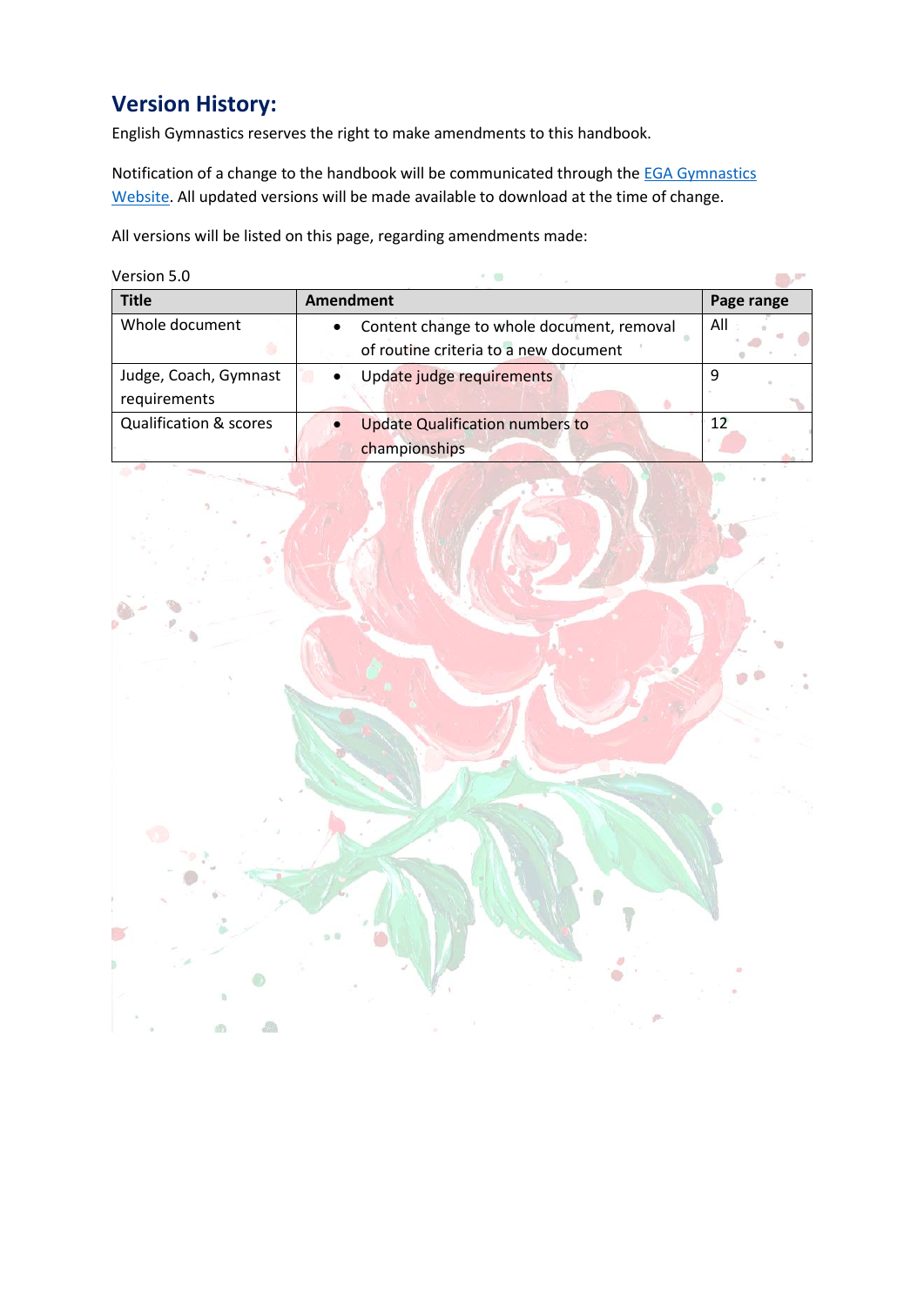## Version History:

English Gymnastics reserves the right to make amendments to this handbook.

Notification of a change to the handbook will be communicated through the [EGA Gymnastics Website](). All updated versions will be made available to download at the time of change.

All versions will be listed on this page, regarding amendments made:

Version 5.0

| Title | Amendment | Page range |
|---|---|---|
| Whole document | • Content change to whole document, removal of routine criteria to a new document | All |
| Judge, Coach, Gymnast requirements | • Update judge requirements | 9 |
| Qualification & scores | • Update Qualification numbers to championships | 12 |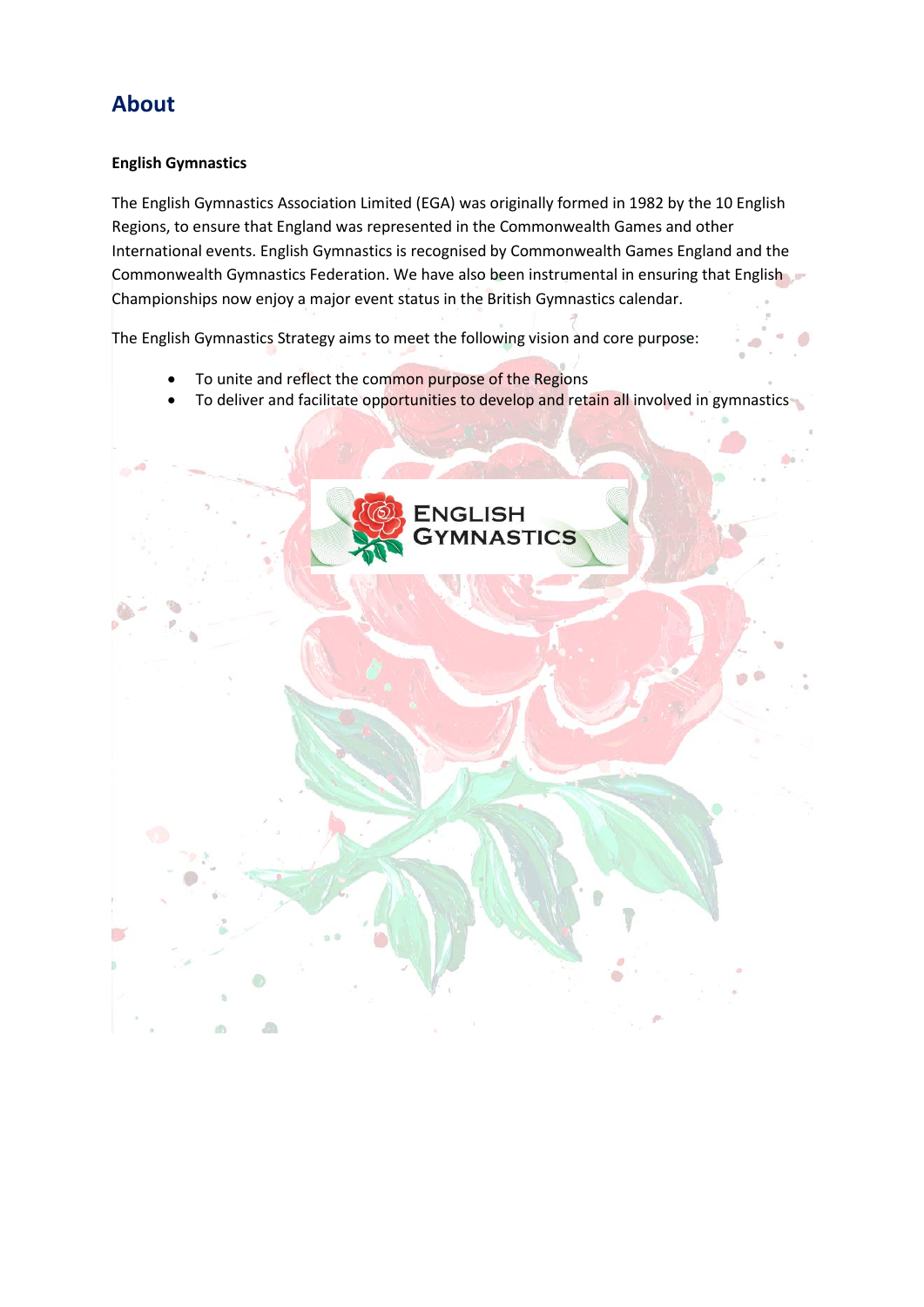# About

**English Gymnastics**

The English Gymnastics Association Limited (EGA) was originally formed in 1982 by the 10 English Regions, to ensure that England was represented in the Commonwealth Games and other International events. English Gymnastics is recognised by Commonwealth Games England and the Commonwealth Gymnastics Federation. We have also been instrumental in ensuring that English Championships now enjoy a major event status in the British Gymnastics calendar.

The English Gymnastics Strategy aims to meet the following vision and core purpose:

- To unite and reflect the common purpose of the Regions
- To deliver and facilitate opportunities to develop and retain all involved in gymnastics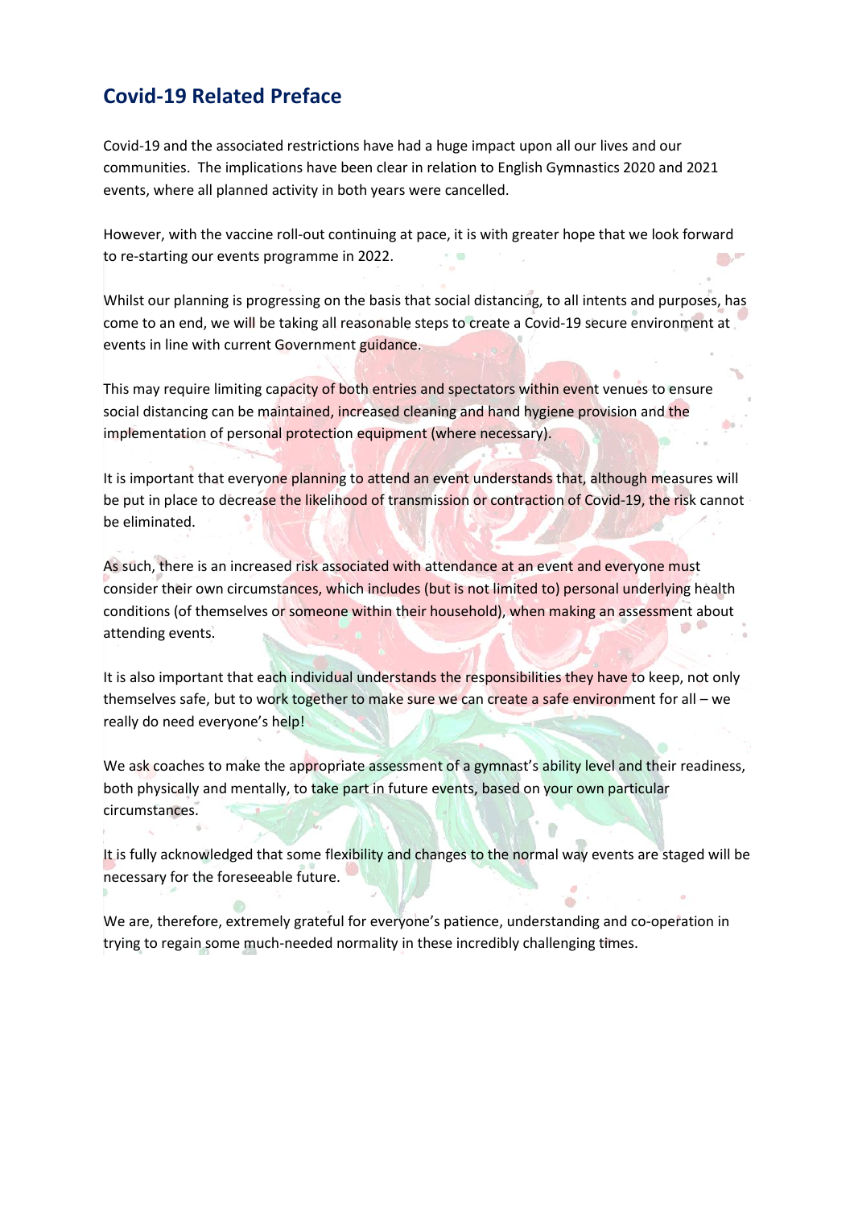## Covid-19 Related Preface

Covid-19 and the associated restrictions have had a huge impact upon all our lives and our communities. The implications have been clear in relation to English Gymnastics 2020 and 2021 events, where all planned activity in both years were cancelled.

However, with the vaccine roll-out continuing at pace, it is with greater hope that we look forward to re-starting our events programme in 2022.

Whilst our planning is progressing on the basis that social distancing, to all intents and purposes, has come to an end, we will be taking all reasonable steps to create a Covid-19 secure environment at events in line with current Government guidance.

This may require limiting capacity of both entries and spectators within event venues to ensure social distancing can be maintained, increased cleaning and hand hygiene provision and the implementation of personal protection equipment (where necessary).

It is important that everyone planning to attend an event understands that, although measures will be put in place to decrease the likelihood of transmission or contraction of Covid-19, the risk cannot be eliminated.

As such, there is an increased risk associated with attendance at an event and everyone must consider their own circumstances, which includes (but is not limited to) personal underlying health conditions (of themselves or someone within their household), when making an assessment about attending events.

It is also important that each individual understands the responsibilities they have to keep, not only themselves safe, but to work together to make sure we can create a safe environment for all – we really do need everyone's help!

We ask coaches to make the appropriate assessment of a gymnast's ability level and their readiness, both physically and mentally, to take part in future events, based on your own particular circumstances.

It is fully acknowledged that some flexibility and changes to the normal way events are staged will be necessary for the foreseeable future.

We are, therefore, extremely grateful for everyone's patience, understanding and co-operation in trying to regain some much-needed normality in these incredibly challenging times.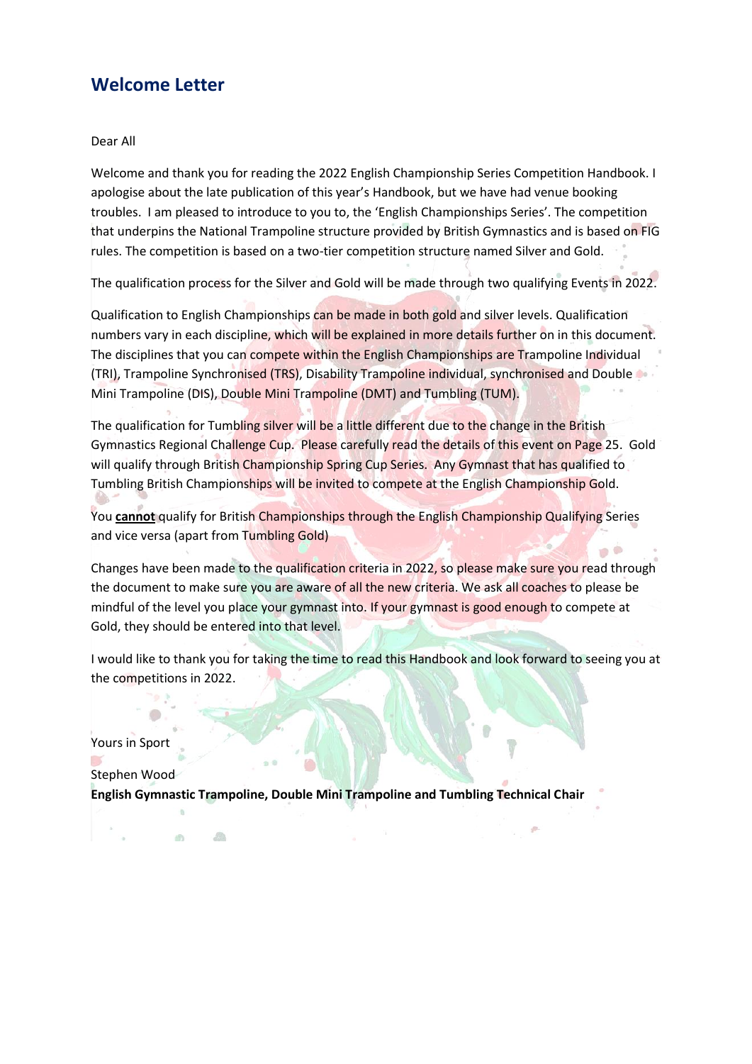## Welcome Letter

Dear All

Welcome and thank you for reading the 2022 English Championship Series Competition Handbook. I apologise about the late publication of this year's Handbook, but we have had venue booking troubles. I am pleased to introduce to you to, the 'English Championships Series'. The competition that underpins the National Trampoline structure provided by British Gymnastics and is based on FIG rules. The competition is based on a two-tier competition structure named Silver and Gold.

The qualification process for the Silver and Gold will be made through two qualifying Events in 2022.

Qualification to English Championships can be made in both gold and silver levels. Qualification numbers vary in each discipline, which will be explained in more details further on in this document. The disciplines that you can compete within the English Championships are Trampoline Individual (TRI), Trampoline Synchronised (TRS), Disability Trampoline individual, synchronised and Double Mini Trampoline (DIS), Double Mini Trampoline (DMT) and Tumbling (TUM).

The qualification for Tumbling silver will be a little different due to the change in the British Gymnastics Regional Challenge Cup. Please carefully read the details of this event on Page 25. Gold will qualify through British Championship Spring Cup Series. Any Gymnast that has qualified to Tumbling British Championships will be invited to compete at the English Championship Gold.

You **cannot** qualify for British Championships through the English Championship Qualifying Series and vice versa (apart from Tumbling Gold)

Changes have been made to the qualification criteria in 2022, so please make sure you read through the document to make sure you are aware of all the new criteria. We ask all coaches to please be mindful of the level you place your gymnast into. If your gymnast is good enough to compete at Gold, they should be entered into that level.

I would like to thank you for taking the time to read this Handbook and look forward to seeing you at the competitions in 2022.

Yours in Sport

Stephen Wood
**English Gymnastic Trampoline, Double Mini Trampoline and Tumbling Technical Chair**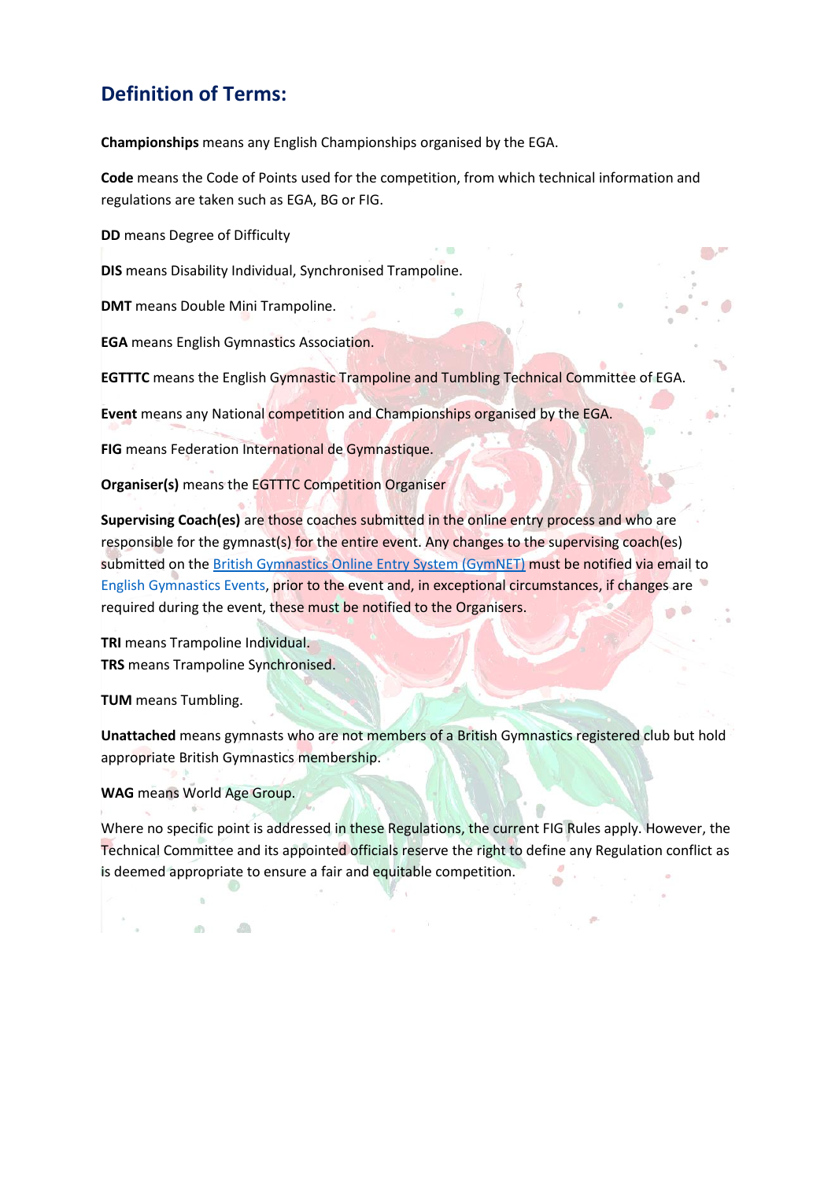## Definition of Terms:

**Championships** means any English Championships organised by the EGA.

**Code** means the Code of Points used for the competition, from which technical information and regulations are taken such as EGA, BG or FIG.

**DD** means Degree of Difficulty

**DIS** means Disability Individual, Synchronised Trampoline.

**DMT** means Double Mini Trampoline.

**EGA** means English Gymnastics Association.

**EGTTTC** means the English Gymnastic Trampoline and Tumbling Technical Committee of EGA.

**Event** means any National competition and Championships organised by the EGA.

**FIG** means Federation International de Gymnastique.

**Organiser(s)** means the EGTTTC Competition Organiser

**Supervising Coach(es)** are those coaches submitted in the online entry process and who are responsible for the gymnast(s) for the entire event. Any changes to the supervising coach(es) submitted on the British Gymnastics Online Entry System (GymNET) must be notified via email to English Gymnastics Events, prior to the event and, in exceptional circumstances, if changes are required during the event, these must be notified to the Organisers.

**TRI** means Trampoline Individual.
**TRS** means Trampoline Synchronised.

**TUM** means Tumbling.

**Unattached** means gymnasts who are not members of a British Gymnastics registered club but hold appropriate British Gymnastics membership.

**WAG** means World Age Group.

Where no specific point is addressed in these Regulations, the current FIG Rules apply. However, the Technical Committee and its appointed officials reserve the right to define any Regulation conflict as is deemed appropriate to ensure a fair and equitable competition.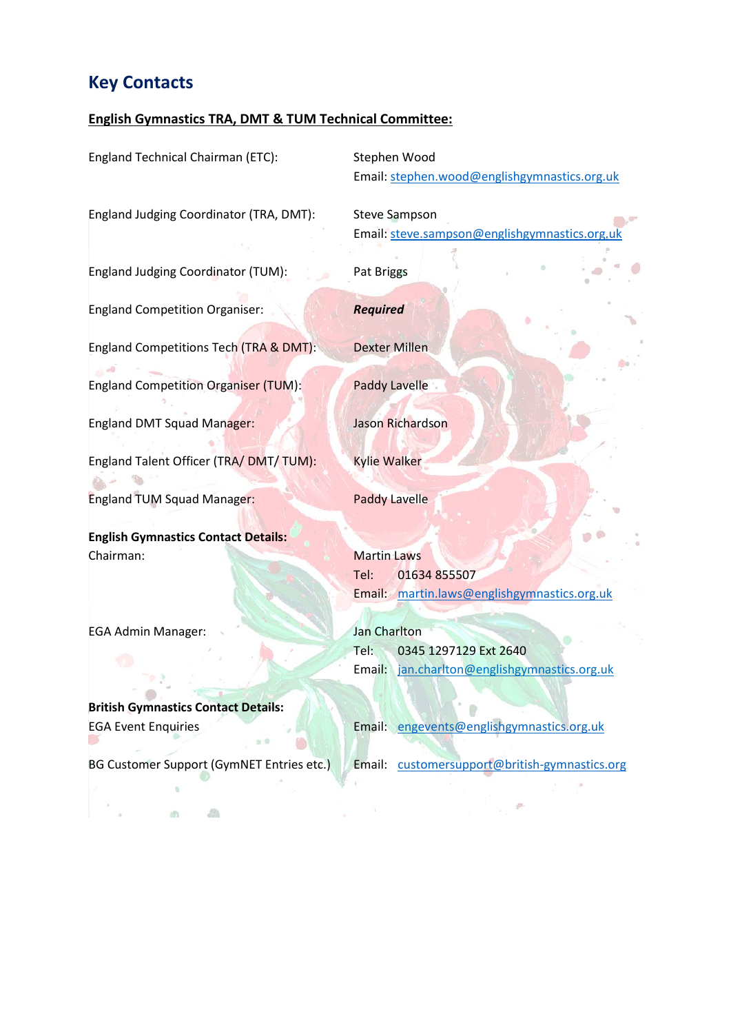## Key Contacts

**English Gymnastics TRA, DMT & TUM Technical Committee:**

| | |
|---|---|
| England Technical Chairman (ETC): | Stephen Wood<br>Email: stephen.wood@englishgymnastics.org.uk |
| England Judging Coordinator (TRA, DMT): | Steve Sampson<br>Email: steve.sampson@englishgymnastics.org.uk |
| England Judging Coordinator (TUM): | Pat Briggs |
| England Competition Organiser: | ***Required*** |
| England Competitions Tech (TRA & DMT): | Dexter Millen |
| England Competition Organiser (TUM): | Paddy Lavelle |
| England DMT Squad Manager: | Jason Richardson |
| England Talent Officer (TRA/ DMT/ TUM): | Kylie Walker |
| England TUM Squad Manager: | Paddy Lavelle |

**English Gymnastics Contact Details:**

| | |
|---|---|
| Chairman: | Martin Laws<br>Tel: 01634 855507<br>Email: martin.laws@englishgymnastics.org.uk |
| EGA Admin Manager: | Jan Charlton<br>Tel: 0345 1297129 Ext 2640<br>Email: jan.charlton@englishgymnastics.org.uk |

**British Gymnastics Contact Details:**

| | |
|---|---|
| EGA Event Enquiries | Email: engevents@englishgymnastics.org.uk |
| BG Customer Support (GymNET Entries etc.) | Email: customersupport@british-gymnastics.org |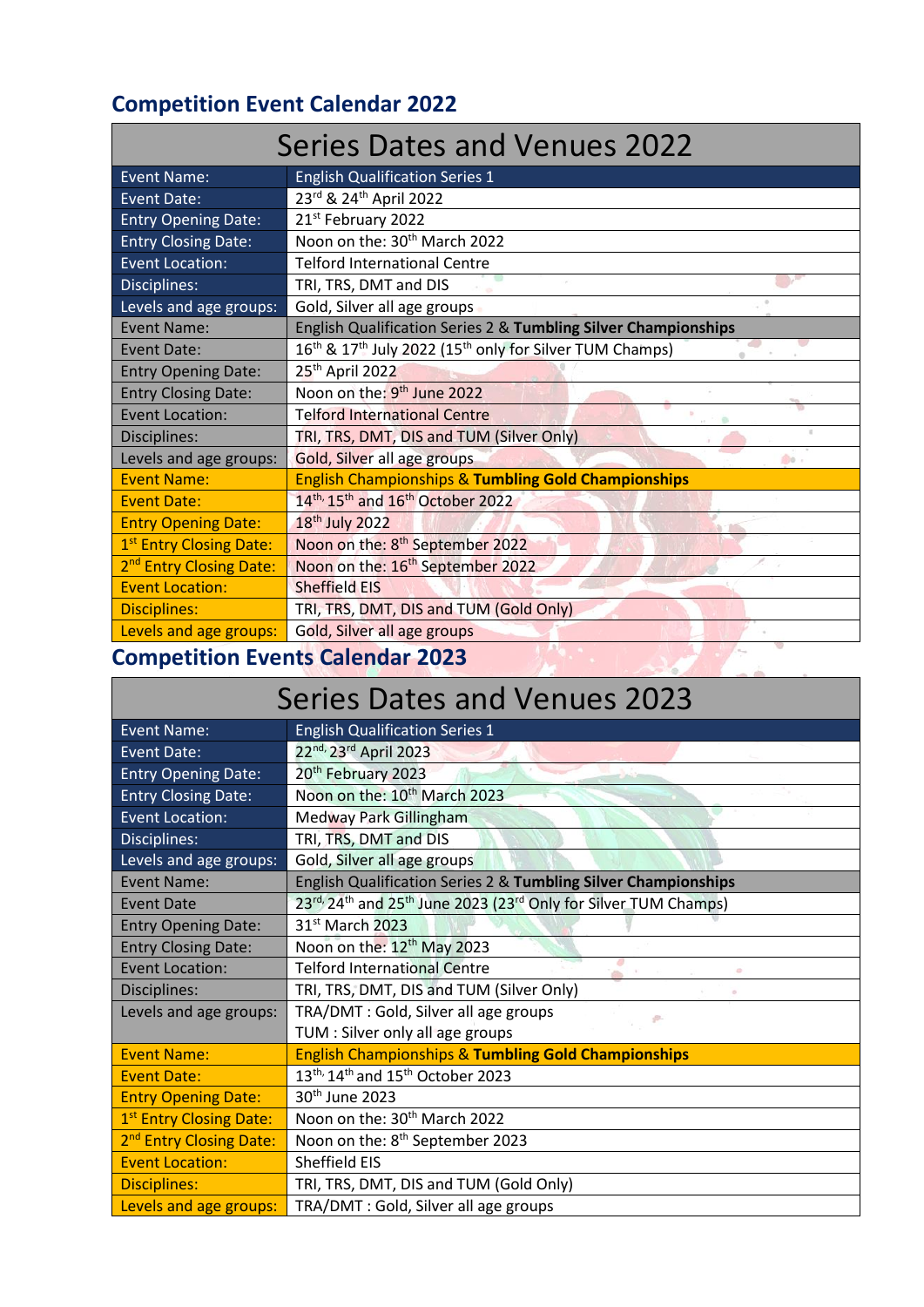## Competition Event Calendar 2022

| Series Dates and Venues 2022 | |
|---|---|
| Event Name: | English Qualification Series 1 |
| Event Date: | 23rd & 24th April 2022 |
| Entry Opening Date: | 21st February 2022 |
| Entry Closing Date: | Noon on the: 30th March 2022 |
| Event Location: | Telford International Centre |
| Disciplines: | TRI, TRS, DMT and DIS |
| Levels and age groups: | Gold, Silver all age groups |
| Event Name: | English Qualification Series 2 & **Tumbling Silver Championships** |
| Event Date: | 16th & 17th July 2022 (15th only for Silver TUM Champs) |
| Entry Opening Date: | 25th April 2022 |
| Entry Closing Date: | Noon on the: 9th June 2022 |
| Event Location: | Telford International Centre |
| Disciplines: | TRI, TRS, DMT, DIS and TUM (Silver Only) |
| Levels and age groups: | Gold, Silver all age groups |
| Event Name: | English Championships & **Tumbling Gold Championships** |
| Event Date: | 14th, 15th and 16th October 2022 |
| Entry Opening Date: | 18th July 2022 |
| 1st Entry Closing Date: | Noon on the: 8th September 2022 |
| 2nd Entry Closing Date: | Noon on the: 16th September 2022 |
| Event Location: | Sheffield EIS |
| Disciplines: | TRI, TRS, DMT, DIS and TUM (Gold Only) |
| Levels and age groups: | Gold, Silver all age groups |

## Competition Events Calendar 2023

| Series Dates and Venues 2023 | |
|---|---|
| Event Name: | English Qualification Series 1 |
| Event Date: | 22nd, 23rd April 2023 |
| Entry Opening Date: | 20th February 2023 |
| Entry Closing Date: | Noon on the: 10th March 2023 |
| Event Location: | Medway Park Gillingham |
| Disciplines: | TRI, TRS, DMT and DIS |
| Levels and age groups: | Gold, Silver all age groups |
| Event Name: | English Qualification Series 2 & **Tumbling Silver Championships** |
| Event Date | 23rd, 24th and 25th June 2023 (23rd Only for Silver TUM Champs) |
| Entry Opening Date: | 31st March 2023 |
| Entry Closing Date: | Noon on the: 12th May 2023 |
| Event Location: | Telford International Centre |
| Disciplines: | TRI, TRS, DMT, DIS and TUM (Silver Only) |
| Levels and age groups: | TRA/DMT : Gold, Silver all age groups<br>TUM : Silver only all age groups |
| Event Name: | English Championships & **Tumbling Gold Championships** |
| Event Date: | 13th, 14th and 15th October 2023 |
| Entry Opening Date: | 30th June 2023 |
| 1st Entry Closing Date: | Noon on the: 30th March 2022 |
| 2nd Entry Closing Date: | Noon on the: 8th September 2023 |
| Event Location: | Sheffield EIS |
| Disciplines: | TRI, TRS, DMT, DIS and TUM (Gold Only) |
| Levels and age groups: | TRA/DMT : Gold, Silver all age groups |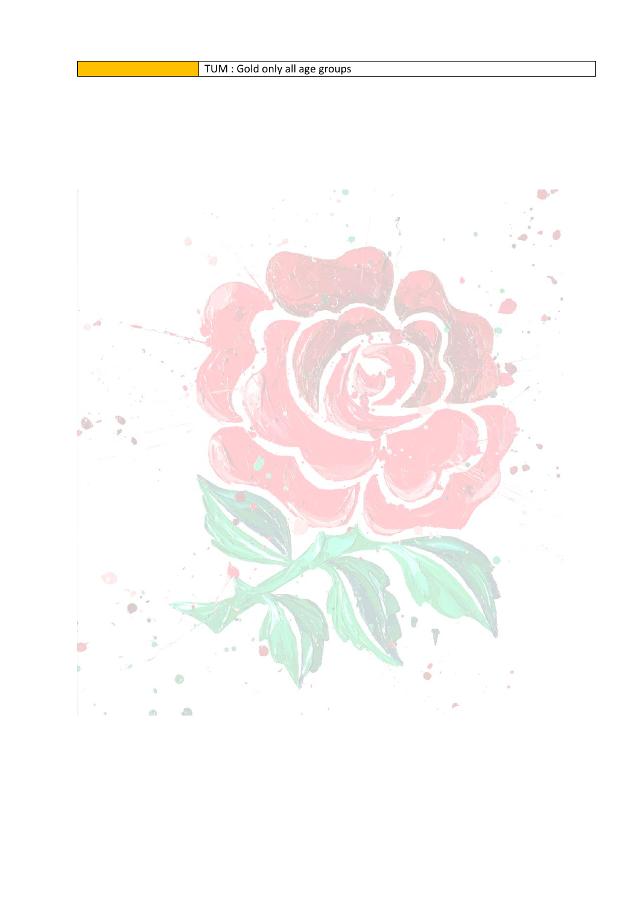|  | TUM : Gold only all age groups |
|---|---|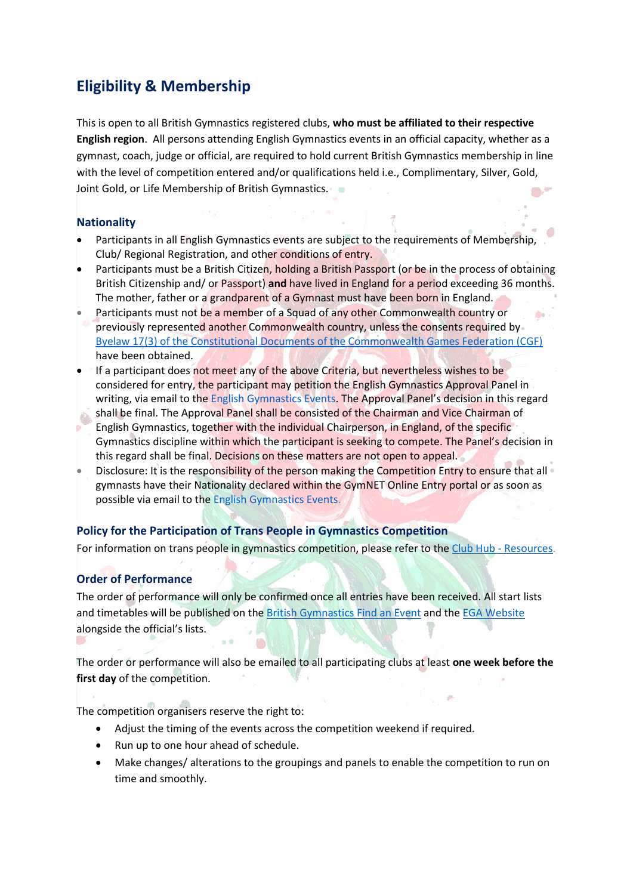## Eligibility & Membership

This is open to all British Gymnastics registered clubs, **who must be affiliated to their respective English region**. All persons attending English Gymnastics events in an official capacity, whether as a gymnast, coach, judge or official, are required to hold current British Gymnastics membership in line with the level of competition entered and/or qualifications held i.e., Complimentary, Silver, Gold, Joint Gold, or Life Membership of British Gymnastics.

### Nationality

- Participants in all English Gymnastics events are subject to the requirements of Membership, Club/ Regional Registration, and other conditions of entry.
- Participants must be a British Citizen, holding a British Passport (or be in the process of obtaining British Citizenship and/ or Passport) **and** have lived in England for a period exceeding 36 months. The mother, father or a grandparent of a Gymnast must have been born in England.
- Participants must not be a member of a Squad of any other Commonwealth country or previously represented another Commonwealth country, unless the consents required by Byelaw 17(3) of the Constitutional Documents of the Commonwealth Games Federation (CGF) have been obtained.
- If a participant does not meet any of the above Criteria, but nevertheless wishes to be considered for entry, the participant may petition the English Gymnastics Approval Panel in writing, via email to the English Gymnastics Events. The Approval Panel's decision in this regard shall be final. The Approval Panel shall be consisted of the Chairman and Vice Chairman of English Gymnastics, together with the individual Chairperson, in England, of the specific Gymnastics discipline within which the participant is seeking to compete. The Panel's decision in this regard shall be final. Decisions on these matters are not open to appeal.
- Disclosure: It is the responsibility of the person making the Competition Entry to ensure that all gymnasts have their Nationality declared within the GymNET Online Entry portal or as soon as possible via email to the English Gymnastics Events.

### Policy for the Participation of Trans People in Gymnastics Competition

For information on trans people in gymnastics competition, please refer to the Club Hub - Resources.

### Order of Performance

The order of performance will only be confirmed once all entries have been received. All start lists and timetables will be published on the British Gymnastics Find an Event and the EGA Website alongside the official's lists.

The order or performance will also be emailed to all participating clubs at least **one week before the first day** of the competition.

The competition organisers reserve the right to:

- Adjust the timing of the events across the competition weekend if required.
- Run up to one hour ahead of schedule.
- Make changes/ alterations to the groupings and panels to enable the competition to run on time and smoothly.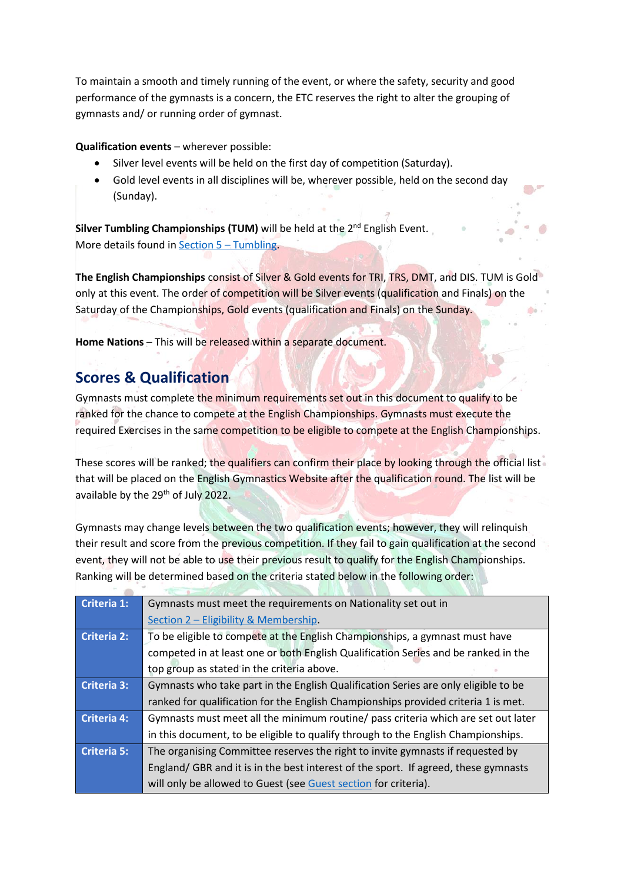To maintain a smooth and timely running of the event, or where the safety, security and good performance of the gymnasts is a concern, the ETC reserves the right to alter the grouping of gymnasts and/ or running order of gymnast.

**Qualification events** – wherever possible:

- Silver level events will be held on the first day of competition (Saturday).
- Gold level events in all disciplines will be, wherever possible, held on the second day (Sunday).

**Silver Tumbling Championships (TUM)** will be held at the 2nd English Event.
More details found in Section 5 – Tumbling.

**The English Championships** consist of Silver & Gold events for TRI, TRS, DMT, and DIS. TUM is Gold only at this event. The order of competition will be Silver events (qualification and Finals) on the Saturday of the Championships, Gold events (qualification and Finals) on the Sunday.

**Home Nations** – This will be released within a separate document.

## Scores & Qualification

Gymnasts must complete the minimum requirements set out in this document to qualify to be ranked for the chance to compete at the English Championships. Gymnasts must execute the required Exercises in the same competition to be eligible to compete at the English Championships.

These scores will be ranked; the qualifiers can confirm their place by looking through the official list that will be placed on the English Gymnastics Website after the qualification round. The list will be available by the 29th of July 2022.

Gymnasts may change levels between the two qualification events; however, they will relinquish their result and score from the previous competition. If they fail to gain qualification at the second event, they will not be able to use their previous result to qualify for the English Championships. Ranking will be determined based on the criteria stated below in the following order:

| | |
|---|---|
| **Criteria 1:** | Gymnasts must meet the requirements on Nationality set out in Section 2 – Eligibility & Membership. |
| **Criteria 2:** | To be eligible to compete at the English Championships, a gymnast must have competed in at least one or both English Qualification Series and be ranked in the top group as stated in the criteria above. |
| **Criteria 3:** | Gymnasts who take part in the English Qualification Series are only eligible to be ranked for qualification for the English Championships provided criteria 1 is met. |
| **Criteria 4:** | Gymnasts must meet all the minimum routine/ pass criteria which are set out later in this document, to be eligible to qualify through to the English Championships. |
| **Criteria 5:** | The organising Committee reserves the right to invite gymnasts if requested by England/ GBR and it is in the best interest of the sport. If agreed, these gymnasts will only be allowed to Guest (see Guest section for criteria). |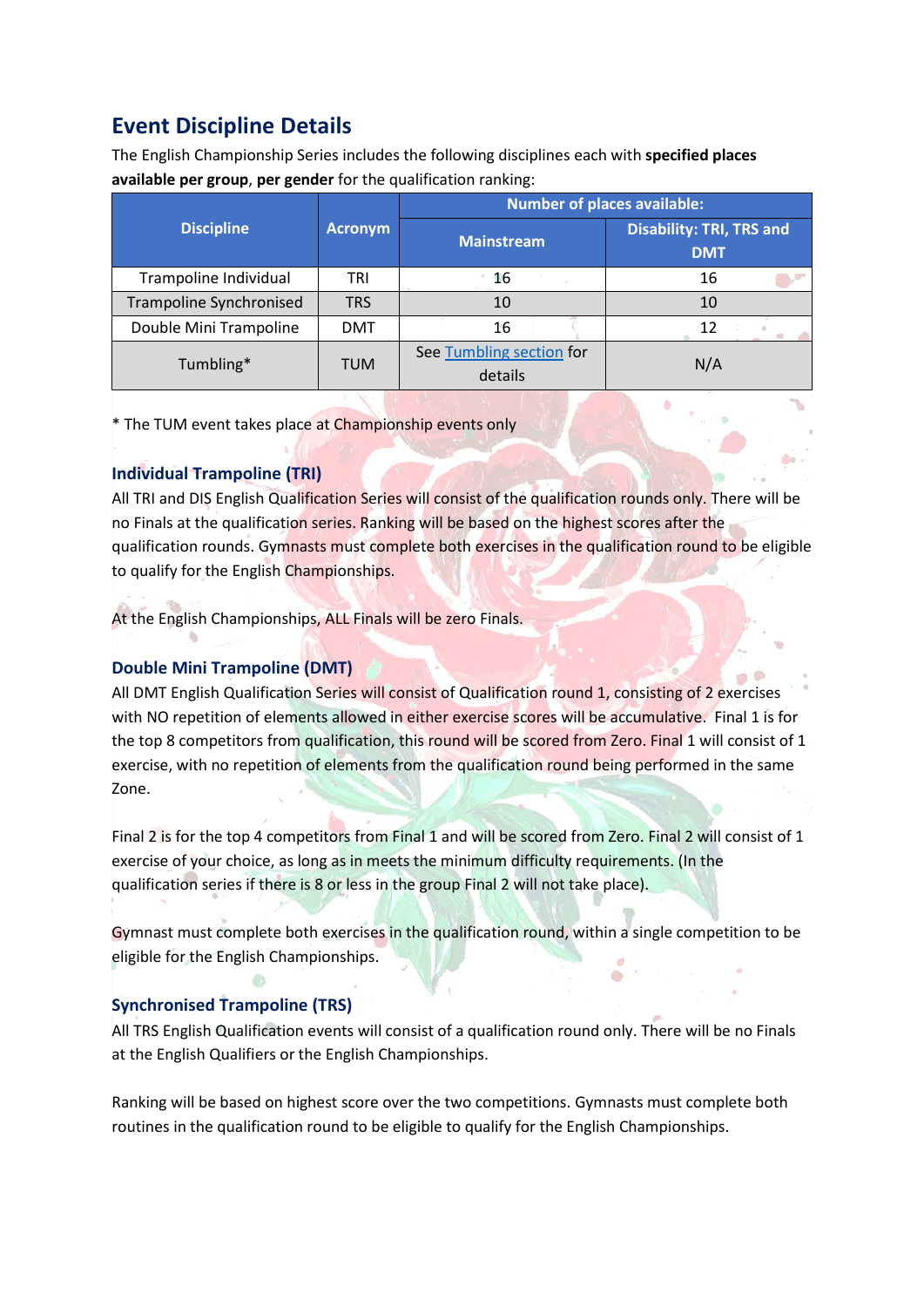## Event Discipline Details

The English Championship Series includes the following disciplines each with **specified places available per group**, **per gender** for the qualification ranking:

| Discipline | Acronym | Number of places available: | |
|---|---|---|---|
| | | Mainstream | Disability: TRI, TRS and DMT |
| Trampoline Individual | TRI | 16 | 16 |
| Trampoline Synchronised | TRS | 10 | 10 |
| Double Mini Trampoline | DMT | 16 | 12 |
| Tumbling* | TUM | See Tumbling section for details | N/A |

* The TUM event takes place at Championship events only

### Individual Trampoline (TRI)

All TRI and DIS English Qualification Series will consist of the qualification rounds only. There will be no Finals at the qualification series. Ranking will be based on the highest scores after the qualification rounds. Gymnasts must complete both exercises in the qualification round to be eligible to qualify for the English Championships.

At the English Championships, ALL Finals will be zero Finals.

### Double Mini Trampoline (DMT)

All DMT English Qualification Series will consist of Qualification round 1, consisting of 2 exercises with NO repetition of elements allowed in either exercise scores will be accumulative. Final 1 is for the top 8 competitors from qualification, this round will be scored from Zero. Final 1 will consist of 1 exercise, with no repetition of elements from the qualification round being performed in the same Zone.

Final 2 is for the top 4 competitors from Final 1 and will be scored from Zero. Final 2 will consist of 1 exercise of your choice, as long as in meets the minimum difficulty requirements. (In the qualification series if there is 8 or less in the group Final 2 will not take place).

Gymnast must complete both exercises in the qualification round, within a single competition to be eligible for the English Championships.

### Synchronised Trampoline (TRS)

All TRS English Qualification events will consist of a qualification round only. There will be no Finals at the English Qualifiers or the English Championships.

Ranking will be based on highest score over the two competitions. Gymnasts must complete both routines in the qualification round to be eligible to qualify for the English Championships.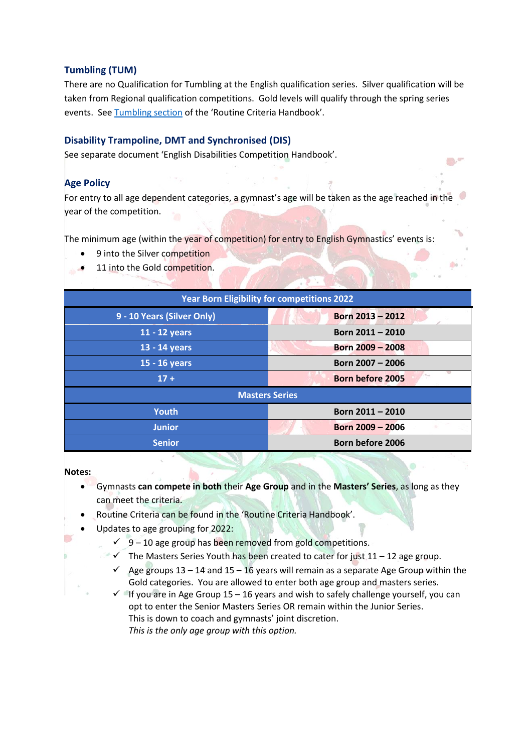### Tumbling (TUM)

There are no Qualification for Tumbling at the English qualification series. Silver qualification will be taken from Regional qualification competitions. Gold levels will qualify through the spring series events. See Tumbling section of the 'Routine Criteria Handbook'.

### Disability Trampoline, DMT and Synchronised (DIS)

See separate document 'English Disabilities Competition Handbook'.

### Age Policy

For entry to all age dependent categories, a gymnast's age will be taken as the age reached in the year of the competition.

The minimum age (within the year of competition) for entry to English Gymnastics' events is:

- 9 into the Silver competition
- 11 into the Gold competition.

| Year Born Eligibility for competitions 2022 | |
|---|---|
| 9 - 10 Years (Silver Only) | Born 2013 – 2012 |
| 11 - 12 years | Born 2011 – 2010 |
| 13 - 14 years | Born 2009 – 2008 |
| 15 - 16 years | Born 2007 – 2006 |
| 17 + | Born before 2005 |
| Masters Series | |
| Youth | Born 2011 – 2010 |
| Junior | Born 2009 – 2006 |
| Senior | Born before 2006 |

**Notes:**

- Gymnasts **can compete in both** their **Age Group** and in the **Masters' Series**, as long as they can meet the criteria.
- Routine Criteria can be found in the 'Routine Criteria Handbook'.
- Updates to age grouping for 2022:
  - ✓ 9 – 10 age group has been removed from gold competitions.
  - ✓ The Masters Series Youth has been created to cater for just 11 – 12 age group.
  - ✓ Age groups 13 – 14 and 15 – 16 years will remain as a separate Age Group within the Gold categories. You are allowed to enter both age group and masters series.
  - ✓ If you are in Age Group 15 – 16 years and wish to safely challenge yourself, you can opt to enter the Senior Masters Series OR remain within the Junior Series. This is down to coach and gymnasts' joint discretion. *This is the only age group with this option.*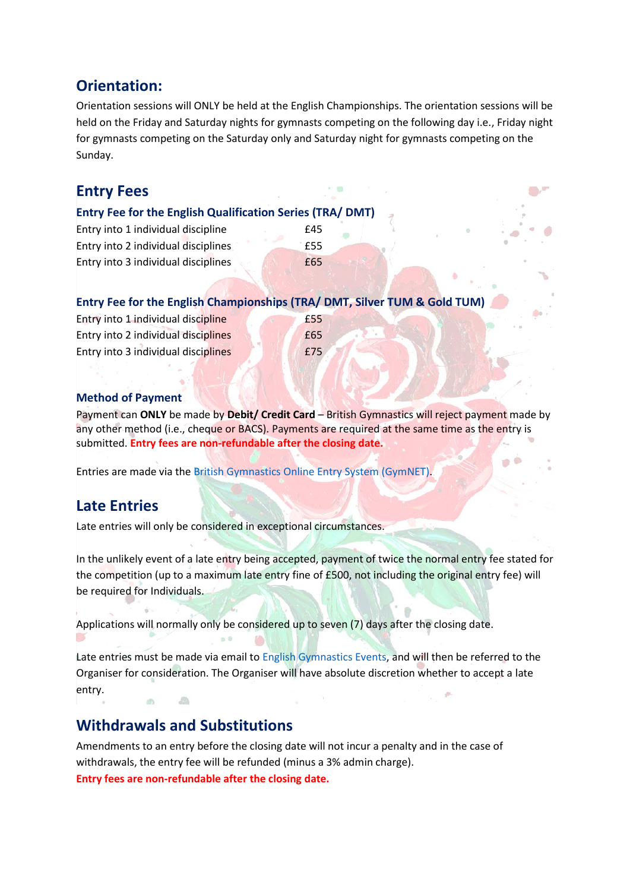## Orientation:

Orientation sessions will ONLY be held at the English Championships. The orientation sessions will be held on the Friday and Saturday nights for gymnasts competing on the following day i.e., Friday night for gymnasts competing on the Saturday only and Saturday night for gymnasts competing on the Sunday.

## Entry Fees

### Entry Fee for the English Qualification Series (TRA/ DMT)

| | |
|---|---|
| Entry into 1 individual discipline | £45 |
| Entry into 2 individual disciplines | £55 |
| Entry into 3 individual disciplines | £65 |

### Entry Fee for the English Championships (TRA/ DMT, Silver TUM & Gold TUM)

| | |
|---|---|
| Entry into 1 individual discipline | £55 |
| Entry into 2 individual disciplines | £65 |
| Entry into 3 individual disciplines | £75 |

### Method of Payment

Payment can **ONLY** be made by **Debit/ Credit Card** – British Gymnastics will reject payment made by any other method (i.e., cheque or BACS). Payments are required at the same time as the entry is submitted. **Entry fees are non-refundable after the closing date.**

Entries are made via the British Gymnastics Online Entry System (GymNET).

## Late Entries

Late entries will only be considered in exceptional circumstances.

In the unlikely event of a late entry being accepted, payment of twice the normal entry fee stated for the competition (up to a maximum late entry fine of £500, not including the original entry fee) will be required for Individuals.

Applications will normally only be considered up to seven (7) days after the closing date.

Late entries must be made via email to English Gymnastics Events, and will then be referred to the Organiser for consideration. The Organiser will have absolute discretion whether to accept a late entry.

## Withdrawals and Substitutions

Amendments to an entry before the closing date will not incur a penalty and in the case of withdrawals, the entry fee will be refunded (minus a 3% admin charge).

**Entry fees are non-refundable after the closing date.**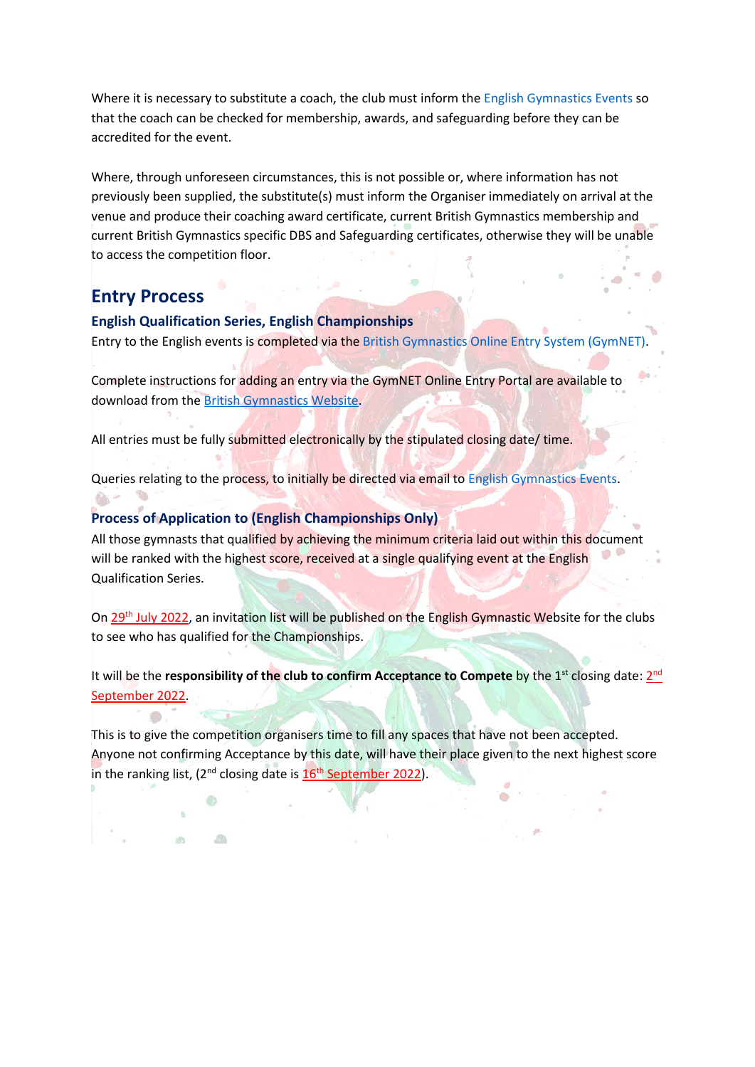Where it is necessary to substitute a coach, the club must inform the English Gymnastics Events so that the coach can be checked for membership, awards, and safeguarding before they can be accredited for the event.

Where, through unforeseen circumstances, this is not possible or, where information has not previously been supplied, the substitute(s) must inform the Organiser immediately on arrival at the venue and produce their coaching award certificate, current British Gymnastics membership and current British Gymnastics specific DBS and Safeguarding certificates, otherwise they will be unable to access the competition floor.

## Entry Process

### English Qualification Series, English Championships

Entry to the English events is completed via the British Gymnastics Online Entry System (GymNET).

Complete instructions for adding an entry via the GymNET Online Entry Portal are available to download from the British Gymnastics Website.

All entries must be fully submitted electronically by the stipulated closing date/ time.

Queries relating to the process, to initially be directed via email to English Gymnastics Events.

### Process of Application to (English Championships Only)

All those gymnasts that qualified by achieving the minimum criteria laid out within this document will be ranked with the highest score, received at a single qualifying event at the English Qualification Series.

On 29th July 2022, an invitation list will be published on the English Gymnastic Website for the clubs to see who has qualified for the Championships.

It will be the **responsibility of the club to confirm Acceptance to Compete** by the 1st closing date: 2nd September 2022.

This is to give the competition organisers time to fill any spaces that have not been accepted. Anyone not confirming Acceptance by this date, will have their place given to the next highest score in the ranking list, (2nd closing date is 16th September 2022).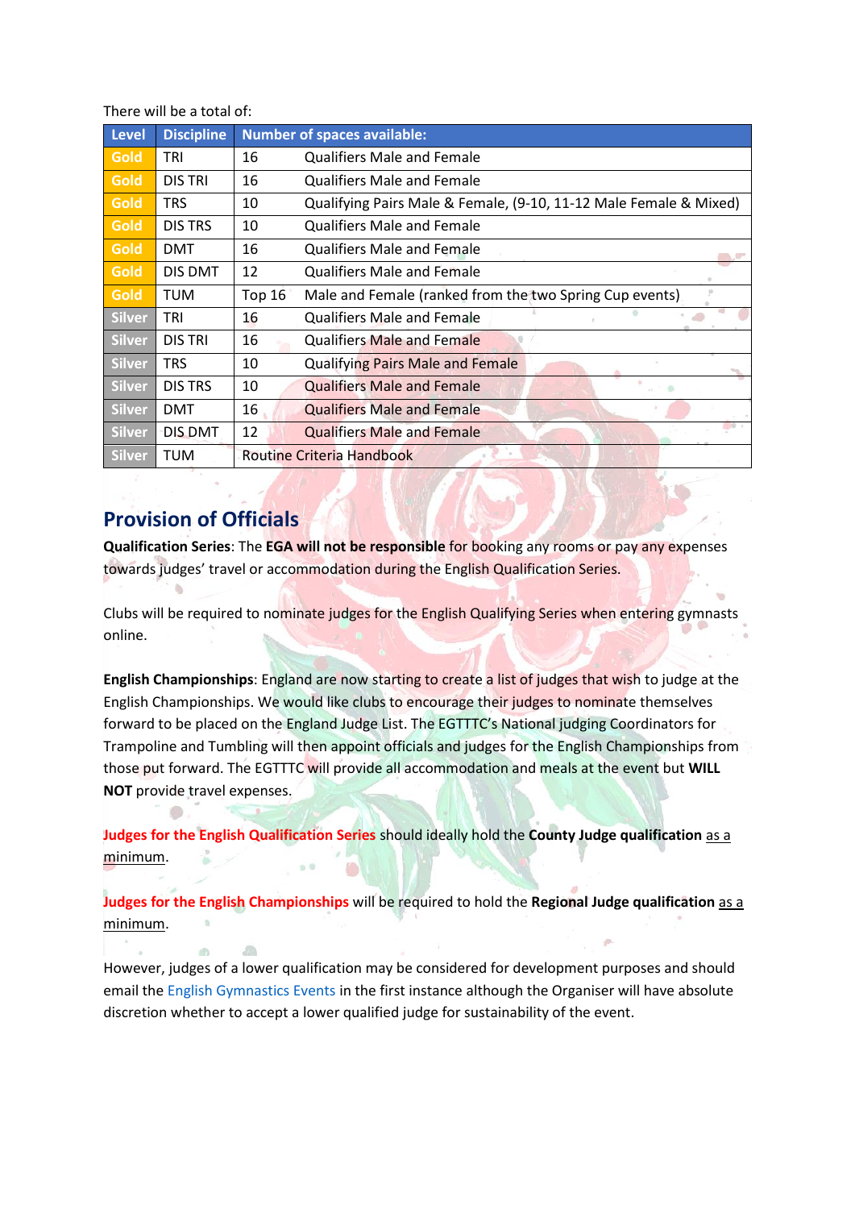There will be a total of:

| Level | Discipline | Number of spaces available: | |
|---|---|---|---|
| Gold | TRI | 16 | Qualifiers Male and Female |
| Gold | DIS TRI | 16 | Qualifiers Male and Female |
| Gold | TRS | 10 | Qualifying Pairs Male & Female, (9-10, 11-12 Male Female & Mixed) |
| Gold | DIS TRS | 10 | Qualifiers Male and Female |
| Gold | DMT | 16 | Qualifiers Male and Female |
| Gold | DIS DMT | 12 | Qualifiers Male and Female |
| Gold | TUM | Top 16 | Male and Female (ranked from the two Spring Cup events) |
| Silver | TRI | 16 | Qualifiers Male and Female |
| Silver | DIS TRI | 16 | Qualifiers Male and Female |
| Silver | TRS | 10 | Qualifying Pairs Male and Female |
| Silver | DIS TRS | 10 | Qualifiers Male and Female |
| Silver | DMT | 16 | Qualifiers Male and Female |
| Silver | DIS DMT | 12 | Qualifiers Male and Female |
| Silver | TUM | Routine Criteria Handbook | |

## Provision of Officials

**Qualification Series**: The **EGA will not be responsible** for booking any rooms or pay any expenses towards judges' travel or accommodation during the English Qualification Series.

Clubs will be required to nominate judges for the English Qualifying Series when entering gymnasts online.

**English Championships**: England are now starting to create a list of judges that wish to judge at the English Championships. We would like clubs to encourage their judges to nominate themselves forward to be placed on the England Judge List. The EGTTTC's National judging Coordinators for Trampoline and Tumbling will then appoint officials and judges for the English Championships from those put forward. The EGTTTC will provide all accommodation and meals at the event but **WILL NOT** provide travel expenses.

**Judges for the English Qualification Series** should ideally hold the **County Judge qualification** as a minimum.

**Judges for the English Championships** will be required to hold the **Regional Judge qualification** as a minimum.

However, judges of a lower qualification may be considered for development purposes and should email the English Gymnastics Events in the first instance although the Organiser will have absolute discretion whether to accept a lower qualified judge for sustainability of the event.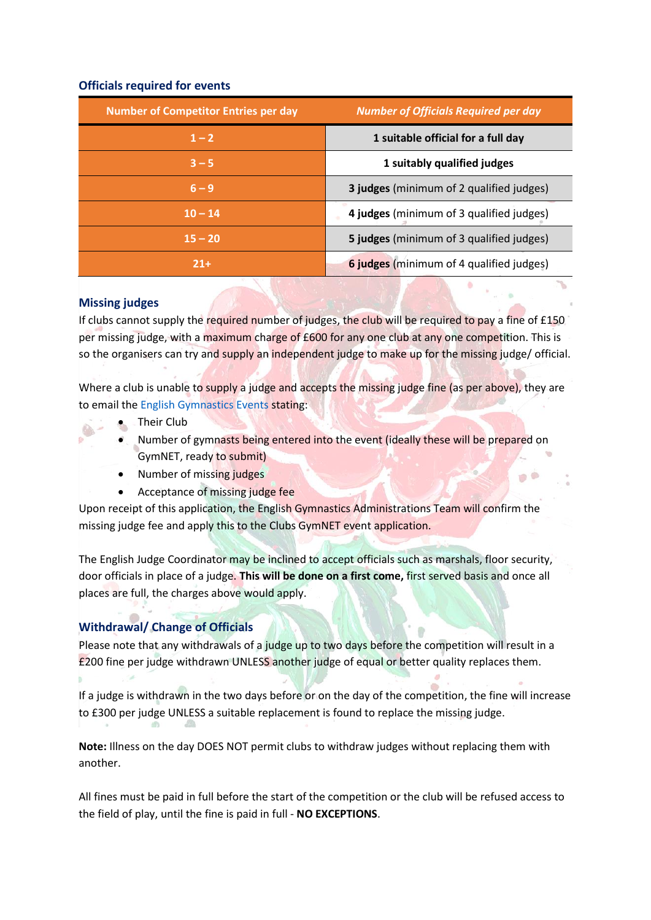### Officials required for events

| Number of Competitor Entries per day | *Number of Officials Required per day* |
|---|---|
| **1 – 2** | **1 suitable official for a full day** |
| **3 – 5** | **1 suitably qualified judges** |
| **6 – 9** | **3 judges** (minimum of 2 qualified judges) |
| **10 – 14** | **4 judges** (minimum of 3 qualified judges) |
| **15 – 20** | **5 judges** (minimum of 3 qualified judges) |
| **21+** | **6 judges** (minimum of 4 qualified judges) |

### Missing judges

If clubs cannot supply the required number of judges, the club will be required to pay a fine of £150 per missing judge, with a maximum charge of £600 for any one club at any one competition. This is so the organisers can try and supply an independent judge to make up for the missing judge/ official.

Where a club is unable to supply a judge and accepts the missing judge fine (as per above), they are to email the English Gymnastics Events stating:

- Their Club
- Number of gymnasts being entered into the event (ideally these will be prepared on GymNET, ready to submit)
- Number of missing judges
- Acceptance of missing judge fee

Upon receipt of this application, the English Gymnastics Administrations Team will confirm the missing judge fee and apply this to the Clubs GymNET event application.

The English Judge Coordinator may be inclined to accept officials such as marshals, floor security, door officials in place of a judge. **This will be done on a first come,** first served basis and once all places are full, the charges above would apply.

### Withdrawal/ Change of Officials

Please note that any withdrawals of a judge up to two days before the competition will result in a £200 fine per judge withdrawn UNLESS another judge of equal or better quality replaces them.

If a judge is withdrawn in the two days before or on the day of the competition, the fine will increase to £300 per judge UNLESS a suitable replacement is found to replace the missing judge.

**Note:** Illness on the day DOES NOT permit clubs to withdraw judges without replacing them with another.

All fines must be paid in full before the start of the competition or the club will be refused access to the field of play, until the fine is paid in full - **NO EXCEPTIONS**.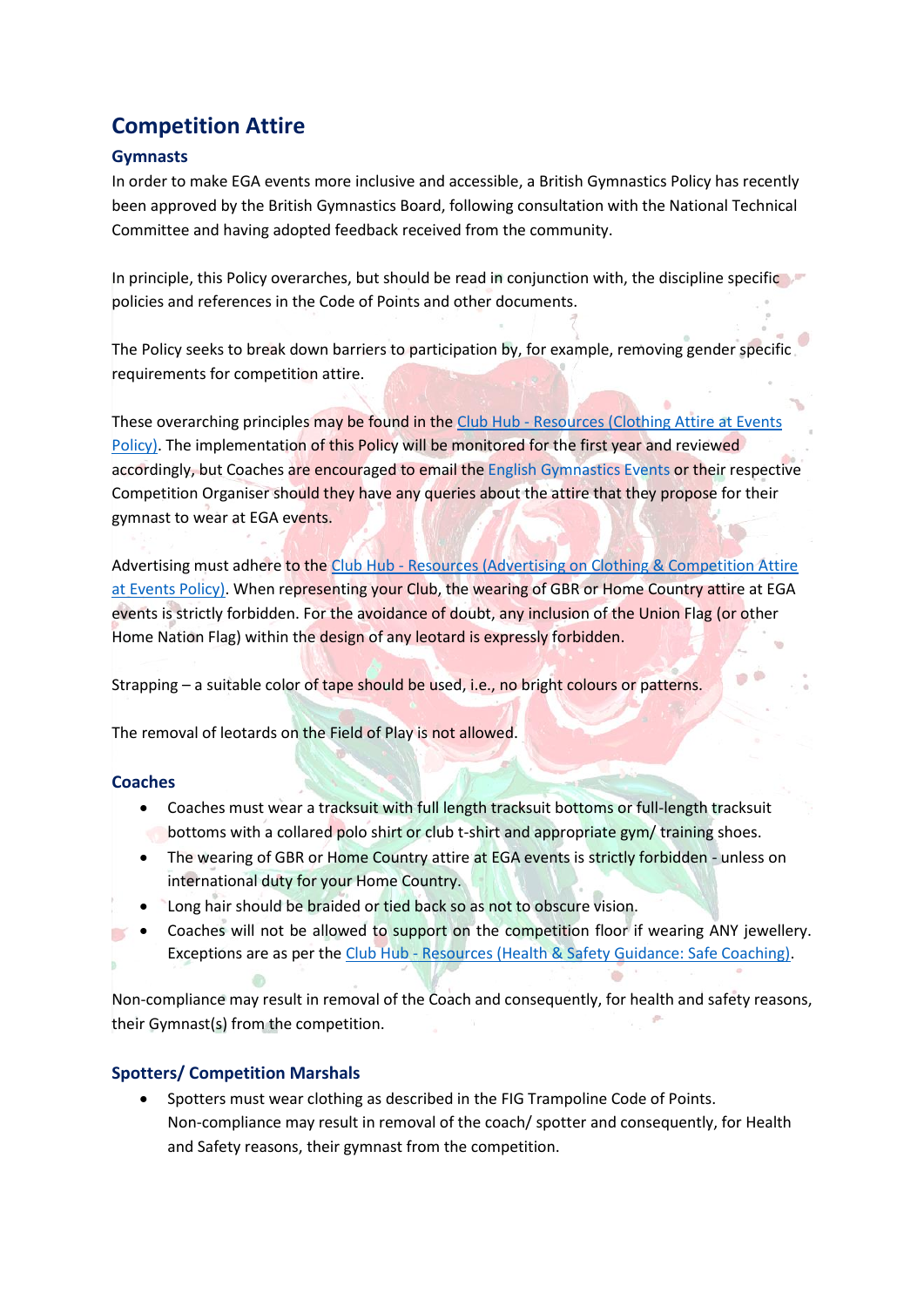## Competition Attire

### Gymnasts

In order to make EGA events more inclusive and accessible, a British Gymnastics Policy has recently been approved by the British Gymnastics Board, following consultation with the National Technical Committee and having adopted feedback received from the community.

In principle, this Policy overarches, but should be read in conjunction with, the discipline specific policies and references in the Code of Points and other documents.

The Policy seeks to break down barriers to participation by, for example, removing gender specific requirements for competition attire.

These overarching principles may be found in the Club Hub - Resources (Clothing Attire at Events Policy). The implementation of this Policy will be monitored for the first year and reviewed accordingly, but Coaches are encouraged to email the English Gymnastics Events or their respective Competition Organiser should they have any queries about the attire that they propose for their gymnast to wear at EGA events.

Advertising must adhere to the Club Hub - Resources (Advertising on Clothing & Competition Attire at Events Policy). When representing your Club, the wearing of GBR or Home Country attire at EGA events is strictly forbidden. For the avoidance of doubt, any inclusion of the Union Flag (or other Home Nation Flag) within the design of any leotard is expressly forbidden.

Strapping – a suitable color of tape should be used, i.e., no bright colours or patterns.

The removal of leotards on the Field of Play is not allowed.

### Coaches

- Coaches must wear a tracksuit with full length tracksuit bottoms or full-length tracksuit bottoms with a collared polo shirt or club t-shirt and appropriate gym/ training shoes.
- The wearing of GBR or Home Country attire at EGA events is strictly forbidden - unless on international duty for your Home Country.
- Long hair should be braided or tied back so as not to obscure vision.
- Coaches will not be allowed to support on the competition floor if wearing ANY jewellery. Exceptions are as per the Club Hub - Resources (Health & Safety Guidance: Safe Coaching).

Non-compliance may result in removal of the Coach and consequently, for health and safety reasons, their Gymnast(s) from the competition.

### Spotters/ Competition Marshals

- Spotters must wear clothing as described in the FIG Trampoline Code of Points. Non-compliance may result in removal of the coach/ spotter and consequently, for Health and Safety reasons, their gymnast from the competition.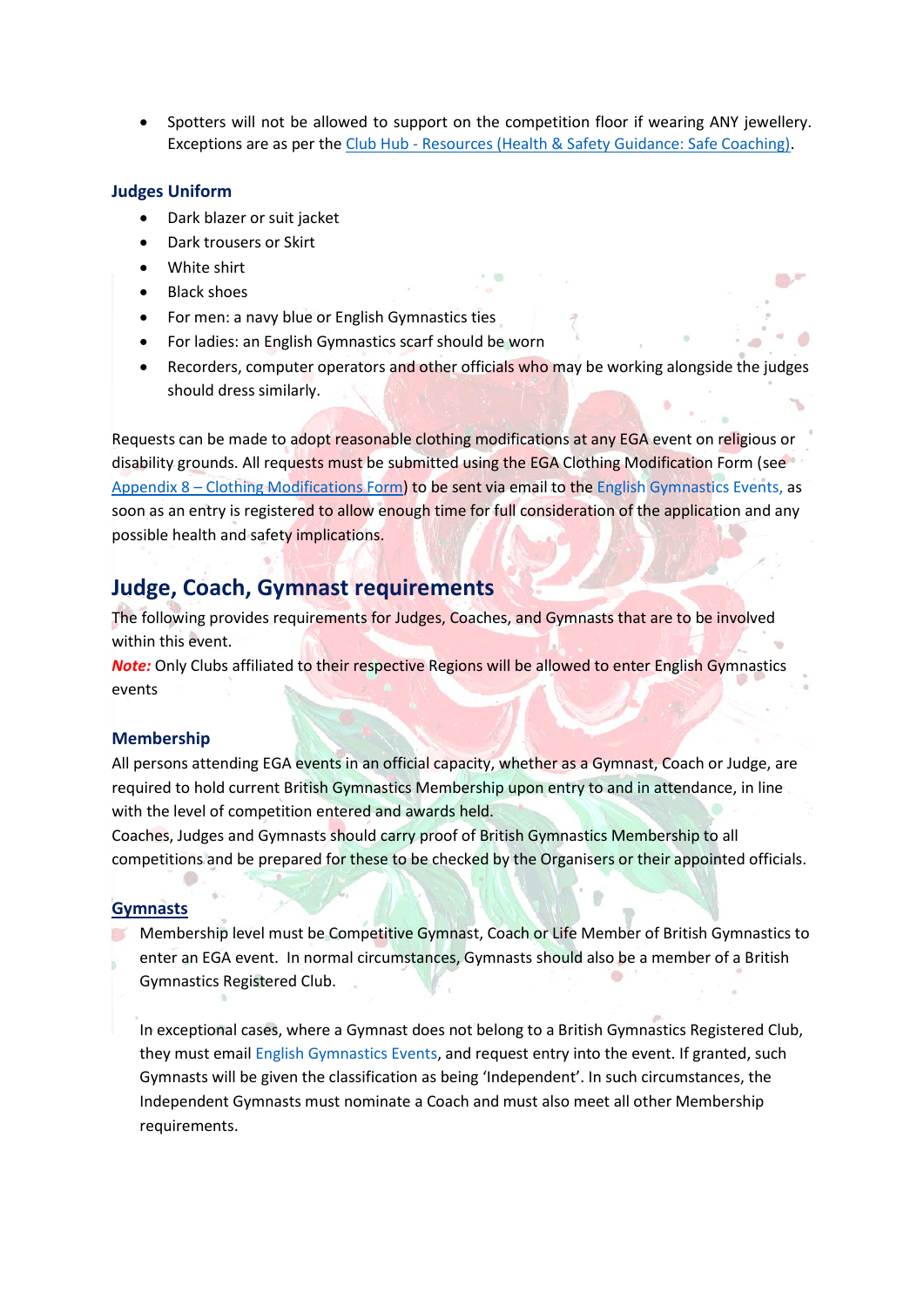- Spotters will not be allowed to support on the competition floor if wearing ANY jewellery. Exceptions are as per the Club Hub - Resources (Health & Safety Guidance: Safe Coaching).

### Judges Uniform

- Dark blazer or suit jacket
- Dark trousers or Skirt
- White shirt
- Black shoes
- For men: a navy blue or English Gymnastics ties
- For ladies: an English Gymnastics scarf should be worn
- Recorders, computer operators and other officials who may be working alongside the judges should dress similarly.

Requests can be made to adopt reasonable clothing modifications at any EGA event on religious or disability grounds. All requests must be submitted using the EGA Clothing Modification Form (see Appendix 8 – Clothing Modifications Form) to be sent via email to the English Gymnastics Events, as soon as an entry is registered to allow enough time for full consideration of the application and any possible health and safety implications.

## Judge, Coach, Gymnast requirements

The following provides requirements for Judges, Coaches, and Gymnasts that are to be involved within this event.

***Note:*** Only Clubs affiliated to their respective Regions will be allowed to enter English Gymnastics events

### Membership

All persons attending EGA events in an official capacity, whether as a Gymnast, Coach or Judge, are required to hold current British Gymnastics Membership upon entry to and in attendance, in line with the level of competition entered and awards held.

Coaches, Judges and Gymnasts should carry proof of British Gymnastics Membership to all competitions and be prepared for these to be checked by the Organisers or their appointed officials.

### Gymnasts

Membership level must be Competitive Gymnast, Coach or Life Member of British Gymnastics to enter an EGA event. In normal circumstances, Gymnasts should also be a member of a British Gymnastics Registered Club.

In exceptional cases, where a Gymnast does not belong to a British Gymnastics Registered Club, they must email English Gymnastics Events, and request entry into the event. If granted, such Gymnasts will be given the classification as being 'Independent'. In such circumstances, the Independent Gymnasts must nominate a Coach and must also meet all other Membership requirements.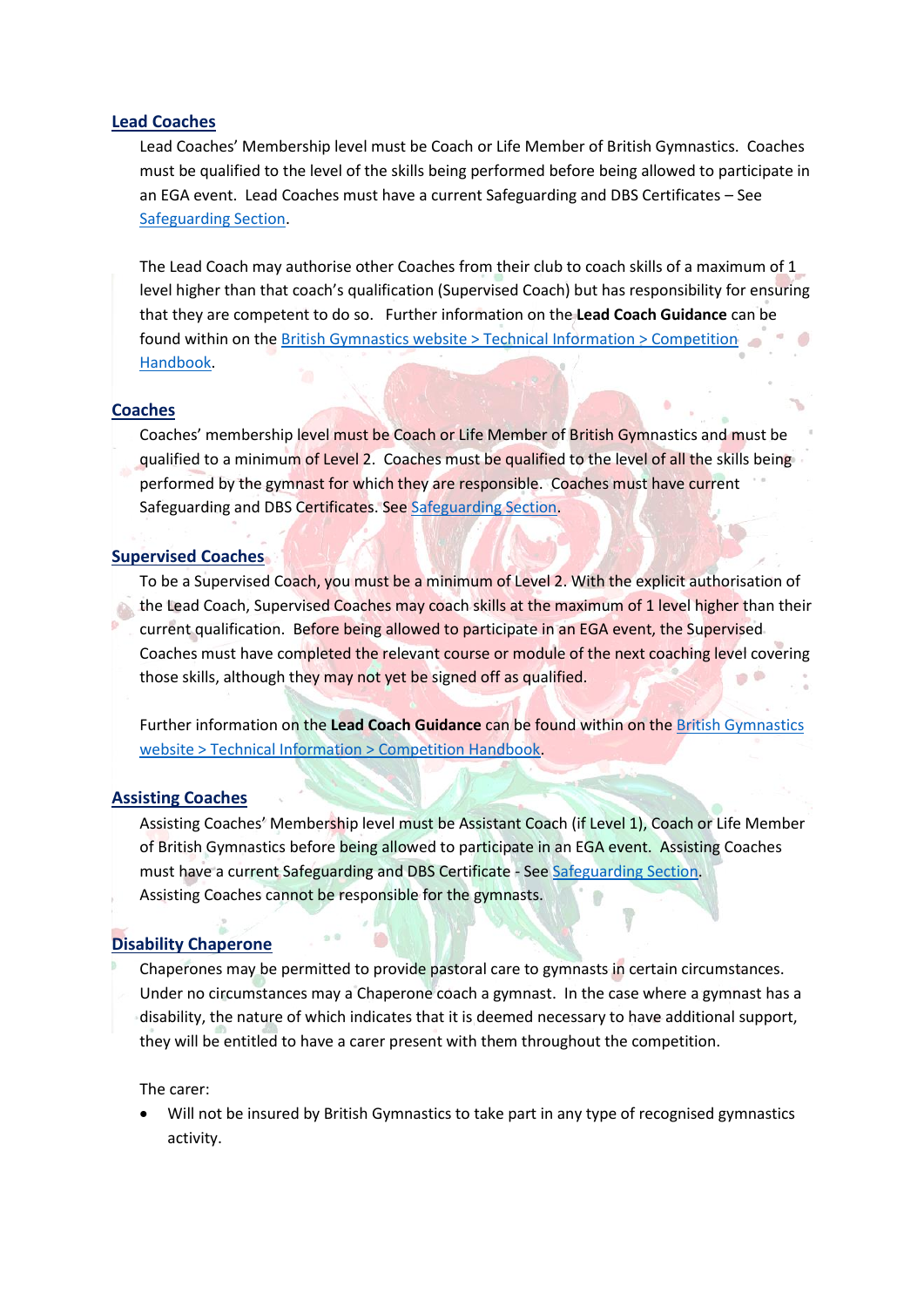## Lead Coaches

Lead Coaches' Membership level must be Coach or Life Member of British Gymnastics. Coaches must be qualified to the level of the skills being performed before being allowed to participate in an EGA event. Lead Coaches must have a current Safeguarding and DBS Certificates – See Safeguarding Section.

The Lead Coach may authorise other Coaches from their club to coach skills of a maximum of 1 level higher than that coach's qualification (Supervised Coach) but has responsibility for ensuring that they are competent to do so. Further information on the **Lead Coach Guidance** can be found within on the British Gymnastics website > Technical Information > Competition Handbook.

## Coaches

Coaches' membership level must be Coach or Life Member of British Gymnastics and must be qualified to a minimum of Level 2. Coaches must be qualified to the level of all the skills being performed by the gymnast for which they are responsible. Coaches must have current Safeguarding and DBS Certificates. See Safeguarding Section.

## Supervised Coaches

To be a Supervised Coach, you must be a minimum of Level 2. With the explicit authorisation of the Lead Coach, Supervised Coaches may coach skills at the maximum of 1 level higher than their current qualification. Before being allowed to participate in an EGA event, the Supervised Coaches must have completed the relevant course or module of the next coaching level covering those skills, although they may not yet be signed off as qualified.

Further information on the **Lead Coach Guidance** can be found within on the British Gymnastics website > Technical Information > Competition Handbook.

## Assisting Coaches

Assisting Coaches' Membership level must be Assistant Coach (if Level 1), Coach or Life Member of British Gymnastics before being allowed to participate in an EGA event. Assisting Coaches must have a current Safeguarding and DBS Certificate - See Safeguarding Section.
Assisting Coaches cannot be responsible for the gymnasts.

## Disability Chaperone

Chaperones may be permitted to provide pastoral care to gymnasts in certain circumstances. Under no circumstances may a Chaperone coach a gymnast. In the case where a gymnast has a disability, the nature of which indicates that it is deemed necessary to have additional support, they will be entitled to have a carer present with them throughout the competition.

The carer:

- Will not be insured by British Gymnastics to take part in any type of recognised gymnastics activity.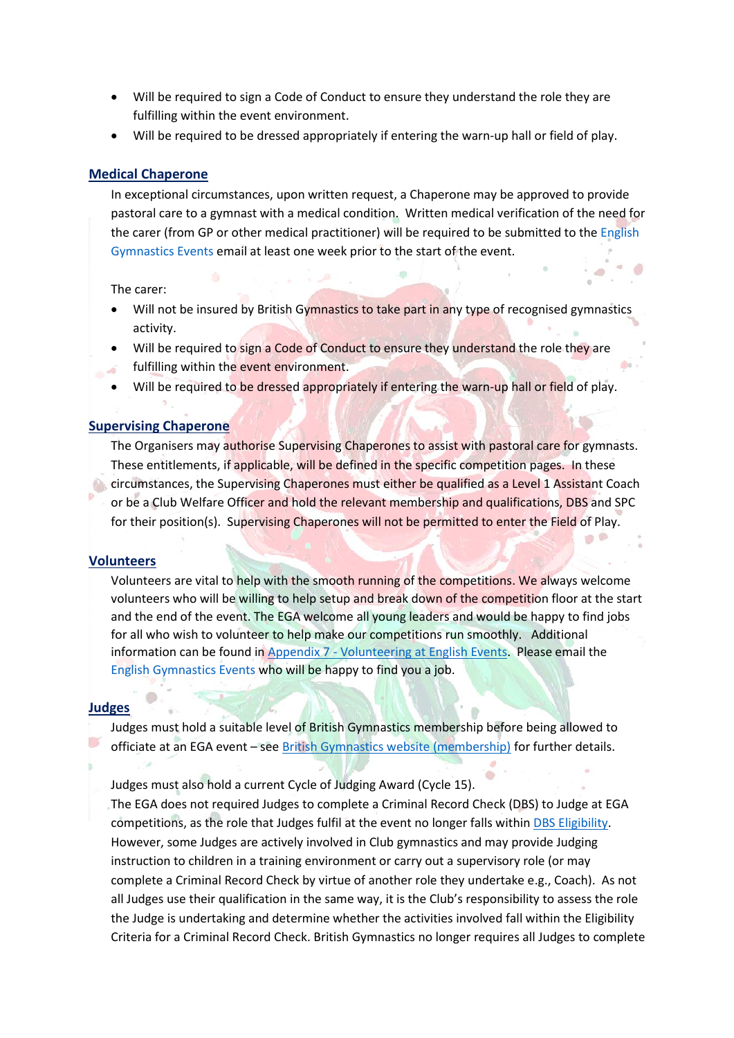- Will be required to sign a Code of Conduct to ensure they understand the role they are fulfilling within the event environment.
- Will be required to be dressed appropriately if entering the warm-up hall or field of play.

## Medical Chaperone

In exceptional circumstances, upon written request, a Chaperone may be approved to provide pastoral care to a gymnast with a medical condition. Written medical verification of the need for the carer (from GP or other medical practitioner) will be required to be submitted to the English Gymnastics Events email at least one week prior to the start of the event.

The carer:

- Will not be insured by British Gymnastics to take part in any type of recognised gymnastics activity.
- Will be required to sign a Code of Conduct to ensure they understand the role they are fulfilling within the event environment.
- Will be required to be dressed appropriately if entering the warm-up hall or field of play.

## Supervising Chaperone

The Organisers may authorise Supervising Chaperones to assist with pastoral care for gymnasts. These entitlements, if applicable, will be defined in the specific competition pages. In these circumstances, the Supervising Chaperones must either be qualified as a Level 1 Assistant Coach or be a Club Welfare Officer and hold the relevant membership and qualifications, DBS and SPC for their position(s). Supervising Chaperones will not be permitted to enter the Field of Play.

## Volunteers

Volunteers are vital to help with the smooth running of the competitions. We always welcome volunteers who will be willing to help setup and break down of the competition floor at the start and the end of the event. The EGA welcome all young leaders and would be happy to find jobs for all who wish to volunteer to help make our competitions run smoothly. Additional information can be found in Appendix 7 - Volunteering at English Events. Please email the English Gymnastics Events who will be happy to find you a job.

## Judges

Judges must hold a suitable level of British Gymnastics membership before being allowed to officiate at an EGA event – see British Gymnastics website (membership) for further details.

Judges must also hold a current Cycle of Judging Award (Cycle 15).
The EGA does not required Judges to complete a Criminal Record Check (DBS) to Judge at EGA competitions, as the role that Judges fulfil at the event no longer falls within DBS Eligibility. However, some Judges are actively involved in Club gymnastics and may provide Judging instruction to children in a training environment or carry out a supervisory role (or may complete a Criminal Record Check by virtue of another role they undertake e.g., Coach). As not all Judges use their qualification in the same way, it is the Club's responsibility to assess the role the Judge is undertaking and determine whether the activities involved fall within the Eligibility Criteria for a Criminal Record Check. British Gymnastics no longer requires all Judges to complete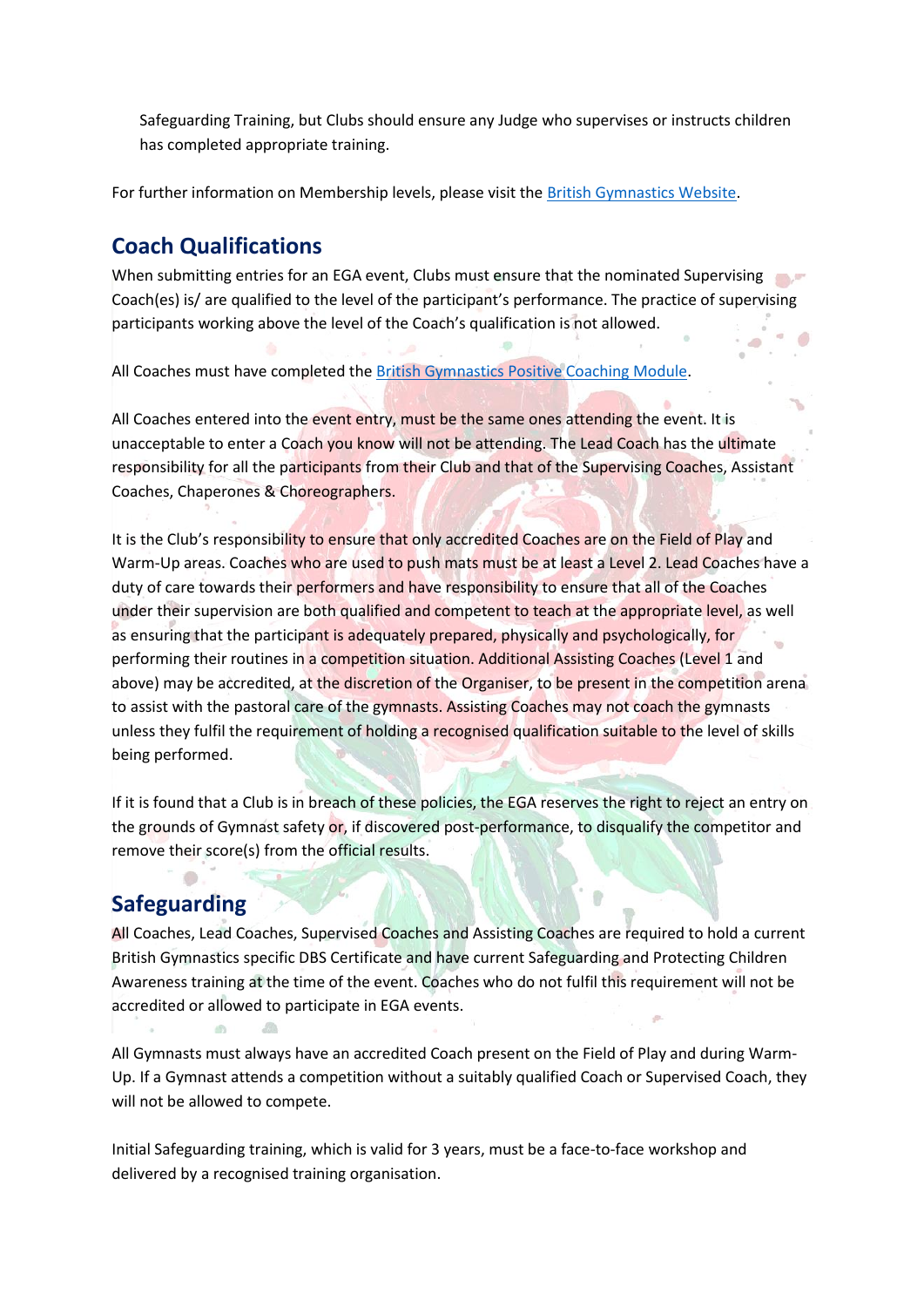Safeguarding Training, but Clubs should ensure any Judge who supervises or instructs children has completed appropriate training.

For further information on Membership levels, please visit the British Gymnastics Website.

## Coach Qualifications

When submitting entries for an EGA event, Clubs must ensure that the nominated Supervising Coach(es) is/ are qualified to the level of the participant's performance. The practice of supervising participants working above the level of the Coach's qualification is not allowed.

All Coaches must have completed the British Gymnastics Positive Coaching Module.

All Coaches entered into the event entry, must be the same ones attending the event. It is unacceptable to enter a Coach you know will not be attending. The Lead Coach has the ultimate responsibility for all the participants from their Club and that of the Supervising Coaches, Assistant Coaches, Chaperones & Choreographers.

It is the Club's responsibility to ensure that only accredited Coaches are on the Field of Play and Warm-Up areas. Coaches who are used to push mats must be at least a Level 2. Lead Coaches have a duty of care towards their performers and have responsibility to ensure that all of the Coaches under their supervision are both qualified and competent to teach at the appropriate level, as well as ensuring that the participant is adequately prepared, physically and psychologically, for performing their routines in a competition situation. Additional Assisting Coaches (Level 1 and above) may be accredited, at the discretion of the Organiser, to be present in the competition arena to assist with the pastoral care of the gymnasts. Assisting Coaches may not coach the gymnasts unless they fulfil the requirement of holding a recognised qualification suitable to the level of skills being performed.

If it is found that a Club is in breach of these policies, the EGA reserves the right to reject an entry on the grounds of Gymnast safety or, if discovered post-performance, to disqualify the competitor and remove their score(s) from the official results.

## Safeguarding

All Coaches, Lead Coaches, Supervised Coaches and Assisting Coaches are required to hold a current British Gymnastics specific DBS Certificate and have current Safeguarding and Protecting Children Awareness training at the time of the event. Coaches who do not fulfil this requirement will not be accredited or allowed to participate in EGA events.

All Gymnasts must always have an accredited Coach present on the Field of Play and during Warm-Up. If a Gymnast attends a competition without a suitably qualified Coach or Supervised Coach, they will not be allowed to compete.

Initial Safeguarding training, which is valid for 3 years, must be a face-to-face workshop and delivered by a recognised training organisation.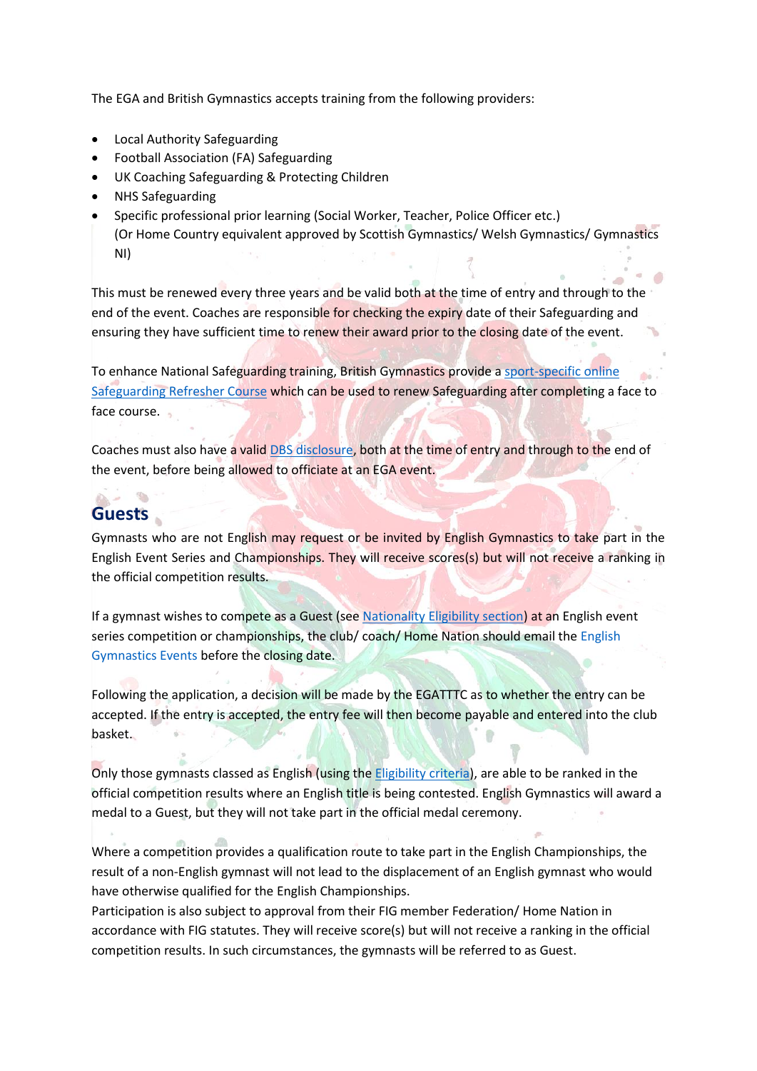The EGA and British Gymnastics accepts training from the following providers:

- Local Authority Safeguarding
- Football Association (FA) Safeguarding
- UK Coaching Safeguarding & Protecting Children
- NHS Safeguarding
- Specific professional prior learning (Social Worker, Teacher, Police Officer etc.)
  (Or Home Country equivalent approved by Scottish Gymnastics/ Welsh Gymnastics/ Gymnastics NI)

This must be renewed every three years and be valid both at the time of entry and through to the end of the event. Coaches are responsible for checking the expiry date of their Safeguarding and ensuring they have sufficient time to renew their award prior to the closing date of the event.

To enhance National Safeguarding training, British Gymnastics provide a sport-specific online Safeguarding Refresher Course which can be used to renew Safeguarding after completing a face to face course.

Coaches must also have a valid DBS disclosure, both at the time of entry and through to the end of the event, before being allowed to officiate at an EGA event.

## Guests

Gymnasts who are not English may request or be invited by English Gymnastics to take part in the English Event Series and Championships. They will receive scores(s) but will not receive a ranking in the official competition results.

If a gymnast wishes to compete as a Guest (see Nationality Eligibility section) at an English event series competition or championships, the club/ coach/ Home Nation should email the English Gymnastics Events before the closing date.

Following the application, a decision will be made by the EGATTTC as to whether the entry can be accepted. If the entry is accepted, the entry fee will then become payable and entered into the club basket.

Only those gymnasts classed as English (using the Eligibility criteria), are able to be ranked in the official competition results where an English title is being contested. English Gymnastics will award a medal to a Guest, but they will not take part in the official medal ceremony.

Where a competition provides a qualification route to take part in the English Championships, the result of a non-English gymnast will not lead to the displacement of an English gymnast who would have otherwise qualified for the English Championships.
Participation is also subject to approval from their FIG member Federation/ Home Nation in accordance with FIG statutes. They will receive score(s) but will not receive a ranking in the official competition results. In such circumstances, the gymnasts will be referred to as Guest.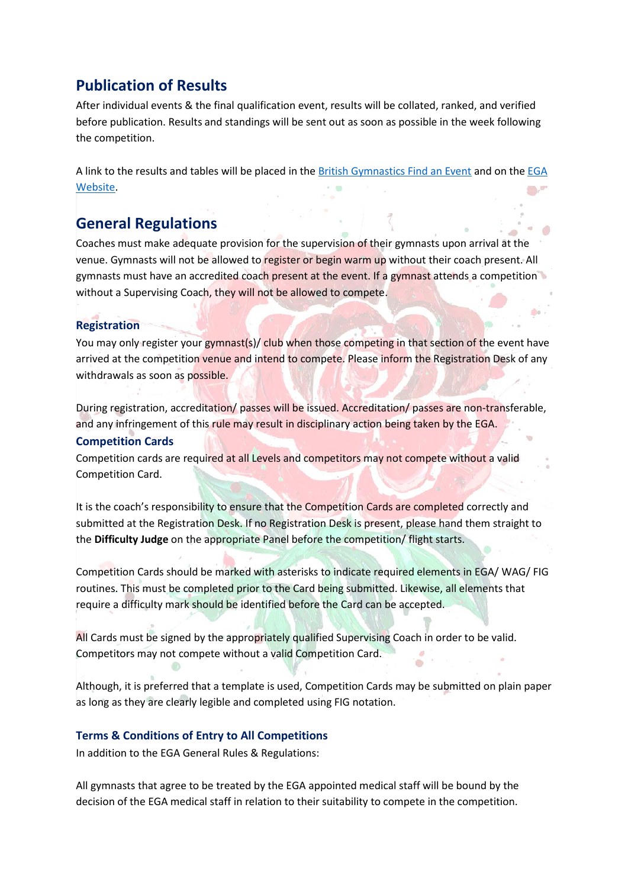## Publication of Results

After individual events & the final qualification event, results will be collated, ranked, and verified before publication. Results and standings will be sent out as soon as possible in the week following the competition.

A link to the results and tables will be placed in the British Gymnastics Find an Event and on the EGA Website.

## General Regulations

Coaches must make adequate provision for the supervision of their gymnasts upon arrival at the venue. Gymnasts will not be allowed to register or begin warm up without their coach present. All gymnasts must have an accredited coach present at the event. If a gymnast attends a competition without a Supervising Coach, they will not be allowed to compete.

### Registration

You may only register your gymnast(s)/ club when those competing in that section of the event have arrived at the competition venue and intend to compete. Please inform the Registration Desk of any withdrawals as soon as possible.

During registration, accreditation/ passes will be issued. Accreditation/ passes are non-transferable, and any infringement of this rule may result in disciplinary action being taken by the EGA.

### Competition Cards

Competition cards are required at all Levels and competitors may not compete without a valid Competition Card.

It is the coach's responsibility to ensure that the Competition Cards are completed correctly and submitted at the Registration Desk. If no Registration Desk is present, please hand them straight to the **Difficulty Judge** on the appropriate Panel before the competition/ flight starts.

Competition Cards should be marked with asterisks to indicate required elements in EGA/ WAG/ FIG routines. This must be completed prior to the Card being submitted. Likewise, all elements that require a difficulty mark should be identified before the Card can be accepted.

All Cards must be signed by the appropriately qualified Supervising Coach in order to be valid. Competitors may not compete without a valid Competition Card.

Although, it is preferred that a template is used, Competition Cards may be submitted on plain paper as long as they are clearly legible and completed using FIG notation.

### Terms & Conditions of Entry to All Competitions

In addition to the EGA General Rules & Regulations:

All gymnasts that agree to be treated by the EGA appointed medical staff will be bound by the decision of the EGA medical staff in relation to their suitability to compete in the competition.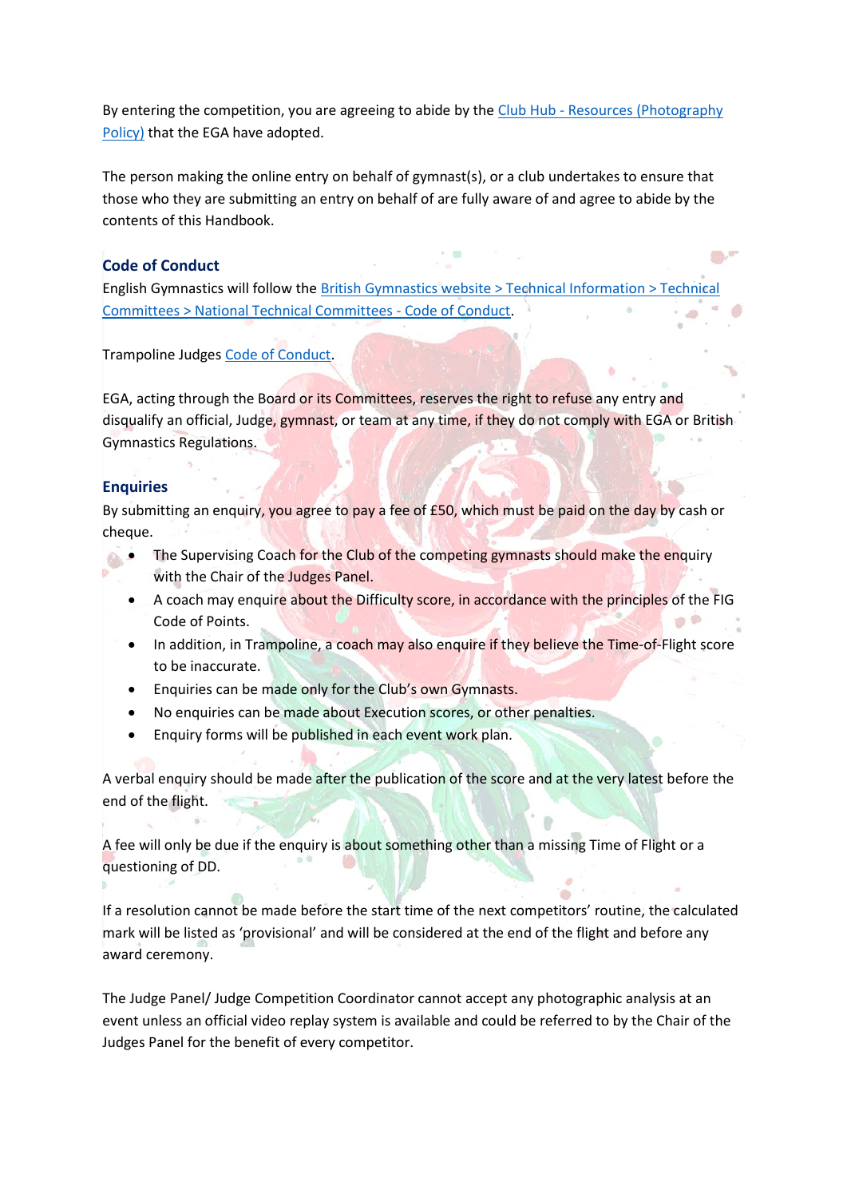By entering the competition, you are agreeing to abide by the Club Hub - Resources (Photography Policy) that the EGA have adopted.

The person making the online entry on behalf of gymnast(s), or a club undertakes to ensure that those who they are submitting an entry on behalf of are fully aware of and agree to abide by the contents of this Handbook.

## Code of Conduct

English Gymnastics will follow the British Gymnastics website > Technical Information > Technical Committees > National Technical Committees - Code of Conduct.

Trampoline Judges Code of Conduct.

EGA, acting through the Board or its Committees, reserves the right to refuse any entry and disqualify an official, Judge, gymnast, or team at any time, if they do not comply with EGA or British Gymnastics Regulations.

## Enquiries

By submitting an enquiry, you agree to pay a fee of £50, which must be paid on the day by cash or cheque.

- The Supervising Coach for the Club of the competing gymnasts should make the enquiry with the Chair of the Judges Panel.
- A coach may enquire about the Difficulty score, in accordance with the principles of the FIG Code of Points.
- In addition, in Trampoline, a coach may also enquire if they believe the Time-of-Flight score to be inaccurate.
- Enquiries can be made only for the Club's own Gymnasts.
- No enquiries can be made about Execution scores, or other penalties.
- Enquiry forms will be published in each event work plan.

A verbal enquiry should be made after the publication of the score and at the very latest before the end of the flight.

A fee will only be due if the enquiry is about something other than a missing Time of Flight or a questioning of DD.

If a resolution cannot be made before the start time of the next competitors' routine, the calculated mark will be listed as 'provisional' and will be considered at the end of the flight and before any award ceremony.

The Judge Panel/ Judge Competition Coordinator cannot accept any photographic analysis at an event unless an official video replay system is available and could be referred to by the Chair of the Judges Panel for the benefit of every competitor.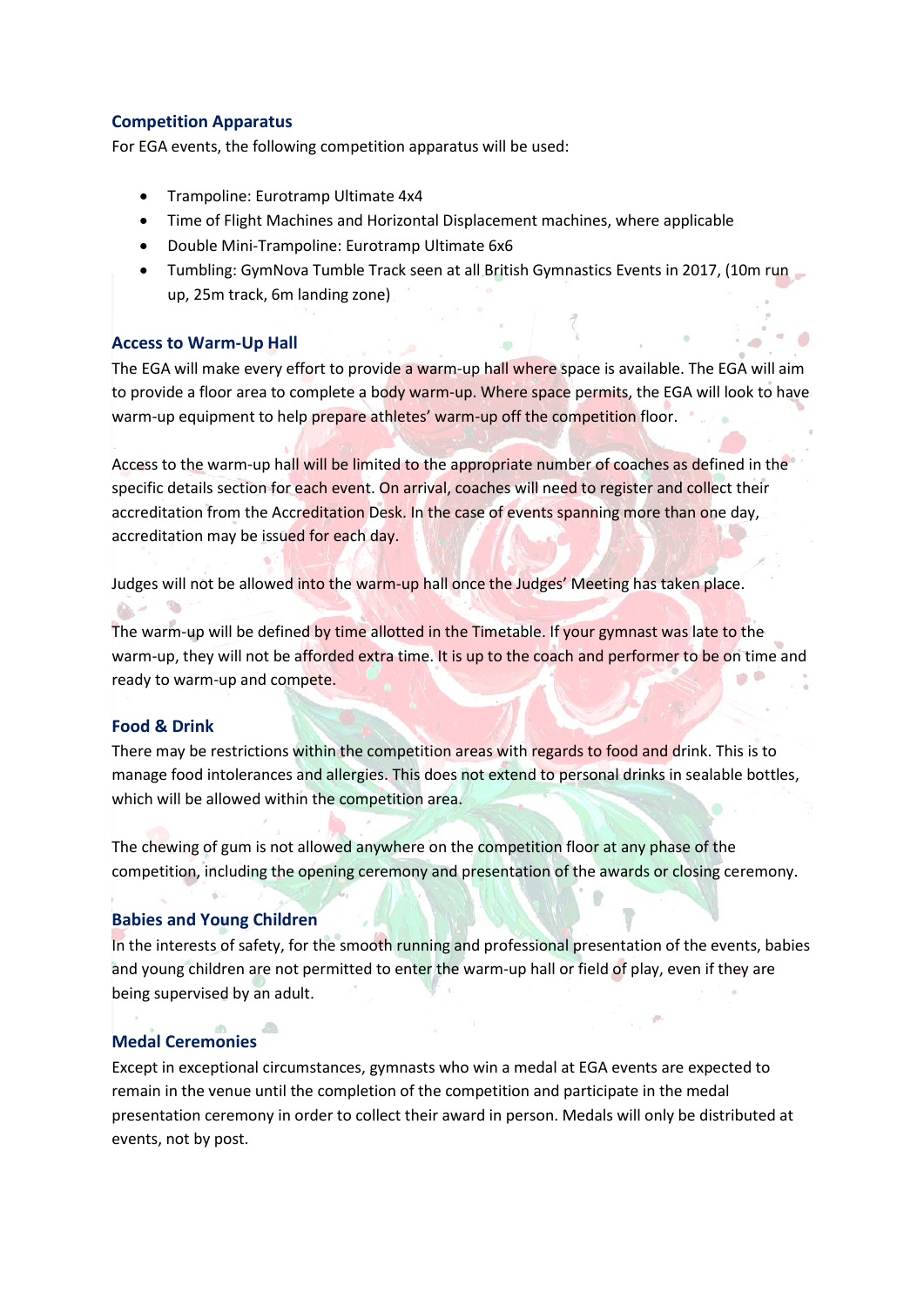### Competition Apparatus

For EGA events, the following competition apparatus will be used:

- Trampoline: Eurotramp Ultimate 4x4
- Time of Flight Machines and Horizontal Displacement machines, where applicable
- Double Mini-Trampoline: Eurotramp Ultimate 6x6
- Tumbling: GymNova Tumble Track seen at all British Gymnastics Events in 2017, (10m run up, 25m track, 6m landing zone)

### Access to Warm-Up Hall

The EGA will make every effort to provide a warm-up hall where space is available. The EGA will aim to provide a floor area to complete a body warm-up. Where space permits, the EGA will look to have warm-up equipment to help prepare athletes' warm-up off the competition floor.

Access to the warm-up hall will be limited to the appropriate number of coaches as defined in the specific details section for each event. On arrival, coaches will need to register and collect their accreditation from the Accreditation Desk. In the case of events spanning more than one day, accreditation may be issued for each day.

Judges will not be allowed into the warm-up hall once the Judges' Meeting has taken place.

The warm-up will be defined by time allotted in the Timetable. If your gymnast was late to the warm-up, they will not be afforded extra time. It is up to the coach and performer to be on time and ready to warm-up and compete.

### Food & Drink

There may be restrictions within the competition areas with regards to food and drink. This is to manage food intolerances and allergies. This does not extend to personal drinks in sealable bottles, which will be allowed within the competition area.

The chewing of gum is not allowed anywhere on the competition floor at any phase of the competition, including the opening ceremony and presentation of the awards or closing ceremony.

### Babies and Young Children

In the interests of safety, for the smooth running and professional presentation of the events, babies and young children are not permitted to enter the warm-up hall or field of play, even if they are being supervised by an adult.

### Medal Ceremonies

Except in exceptional circumstances, gymnasts who win a medal at EGA events are expected to remain in the venue until the completion of the competition and participate in the medal presentation ceremony in order to collect their award in person. Medals will only be distributed at events, not by post.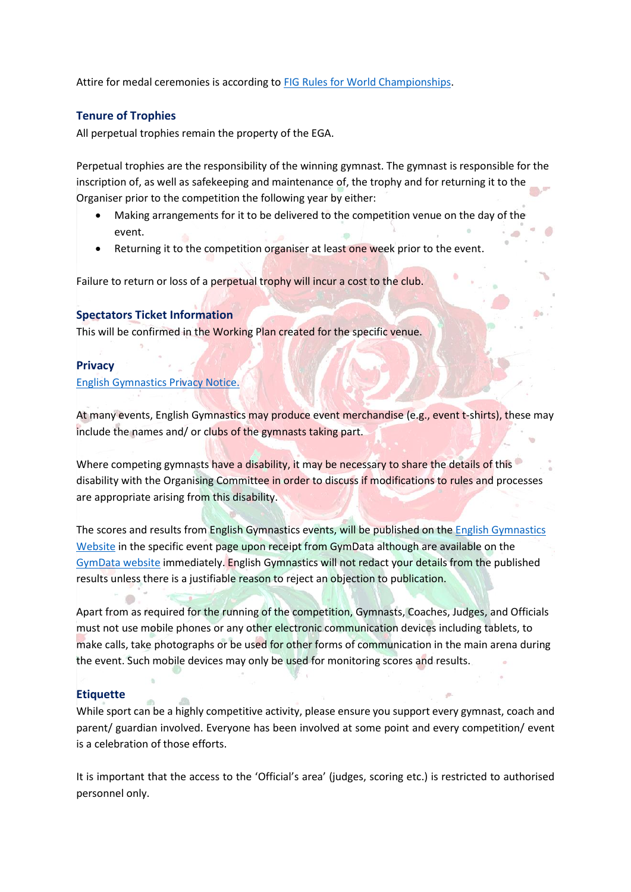Attire for medal ceremonies is according to [FIG Rules for World Championships](#).

## Tenure of Trophies

All perpetual trophies remain the property of the EGA.

Perpetual trophies are the responsibility of the winning gymnast. The gymnast is responsible for the inscription of, as well as safekeeping and maintenance of, the trophy and for returning it to the Organiser prior to the competition the following year by either:

- Making arrangements for it to be delivered to the competition venue on the day of the event.
- Returning it to the competition organiser at least one week prior to the event.

Failure to return or loss of a perpetual trophy will incur a cost to the club.

## Spectators Ticket Information

This will be confirmed in the Working Plan created for the specific venue.

## Privacy

[English Gymnastics Privacy Notice.](#)

At many events, English Gymnastics may produce event merchandise (e.g., event t-shirts), these may include the names and/ or clubs of the gymnasts taking part.

Where competing gymnasts have a disability, it may be necessary to share the details of this disability with the Organising Committee in order to discuss if modifications to rules and processes are appropriate arising from this disability.

The scores and results from English Gymnastics events, will be published on the [English Gymnastics Website](#) in the specific event page upon receipt from GymData although are available on the [GymData website](#) immediately. English Gymnastics will not redact your details from the published results unless there is a justifiable reason to reject an objection to publication.

Apart from as required for the running of the competition, Gymnasts, Coaches, Judges, and Officials must not use mobile phones or any other electronic communication devices including tablets, to make calls, take photographs or be used for other forms of communication in the main arena during the event. Such mobile devices may only be used for monitoring scores and results.

## Etiquette

While sport can be a highly competitive activity, please ensure you support every gymnast, coach and parent/ guardian involved. Everyone has been involved at some point and every competition/ event is a celebration of those efforts.

It is important that the access to the 'Official's area' (judges, scoring etc.) is restricted to authorised personnel only.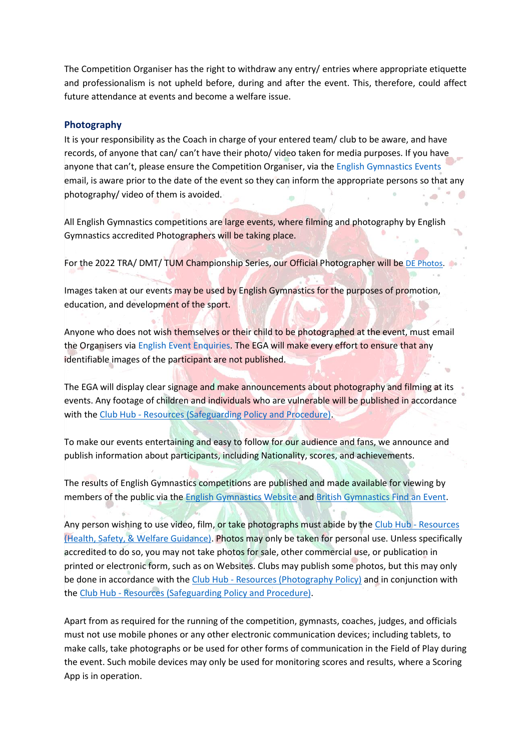The Competition Organiser has the right to withdraw any entry/ entries where appropriate etiquette and professionalism is not upheld before, during and after the event. This, therefore, could affect future attendance at events and become a welfare issue.

### Photography

It is your responsibility as the Coach in charge of your entered team/ club to be aware, and have records, of anyone that can/ can't have their photo/ video taken for media purposes. If you have anyone that can't, please ensure the Competition Organiser, via the English Gymnastics Events email, is aware prior to the date of the event so they can inform the appropriate persons so that any photography/ video of them is avoided.

All English Gymnastics competitions are large events, where filming and photography by English Gymnastics accredited Photographers will be taking place.

For the 2022 TRA/ DMT/ TUM Championship Series, our Official Photographer will be DE Photos.

Images taken at our events may be used by English Gymnastics for the purposes of promotion, education, and development of the sport.

Anyone who does not wish themselves or their child to be photographed at the event, must email the Organisers via English Event Enquiries. The EGA will make every effort to ensure that any identifiable images of the participant are not published.

The EGA will display clear signage and make announcements about photography and filming at its events. Any footage of children and individuals who are vulnerable will be published in accordance with the Club Hub - Resources (Safeguarding Policy and Procedure).

To make our events entertaining and easy to follow for our audience and fans, we announce and publish information about participants, including Nationality, scores, and achievements.

The results of English Gymnastics competitions are published and made available for viewing by members of the public via the English Gymnastics Website and British Gymnastics Find an Event.

Any person wishing to use video, film, or take photographs must abide by the Club Hub - Resources (Health, Safety, & Welfare Guidance). Photos may only be taken for personal use. Unless specifically accredited to do so, you may not take photos for sale, other commercial use, or publication in printed or electronic form, such as on Websites. Clubs may publish some photos, but this may only be done in accordance with the Club Hub - Resources (Photography Policy) and in conjunction with the Club Hub - Resources (Safeguarding Policy and Procedure).

Apart from as required for the running of the competition, gymnasts, coaches, judges, and officials must not use mobile phones or any other electronic communication devices; including tablets, to make calls, take photographs or be used for other forms of communication in the Field of Play during the event. Such mobile devices may only be used for monitoring scores and results, where a Scoring App is in operation.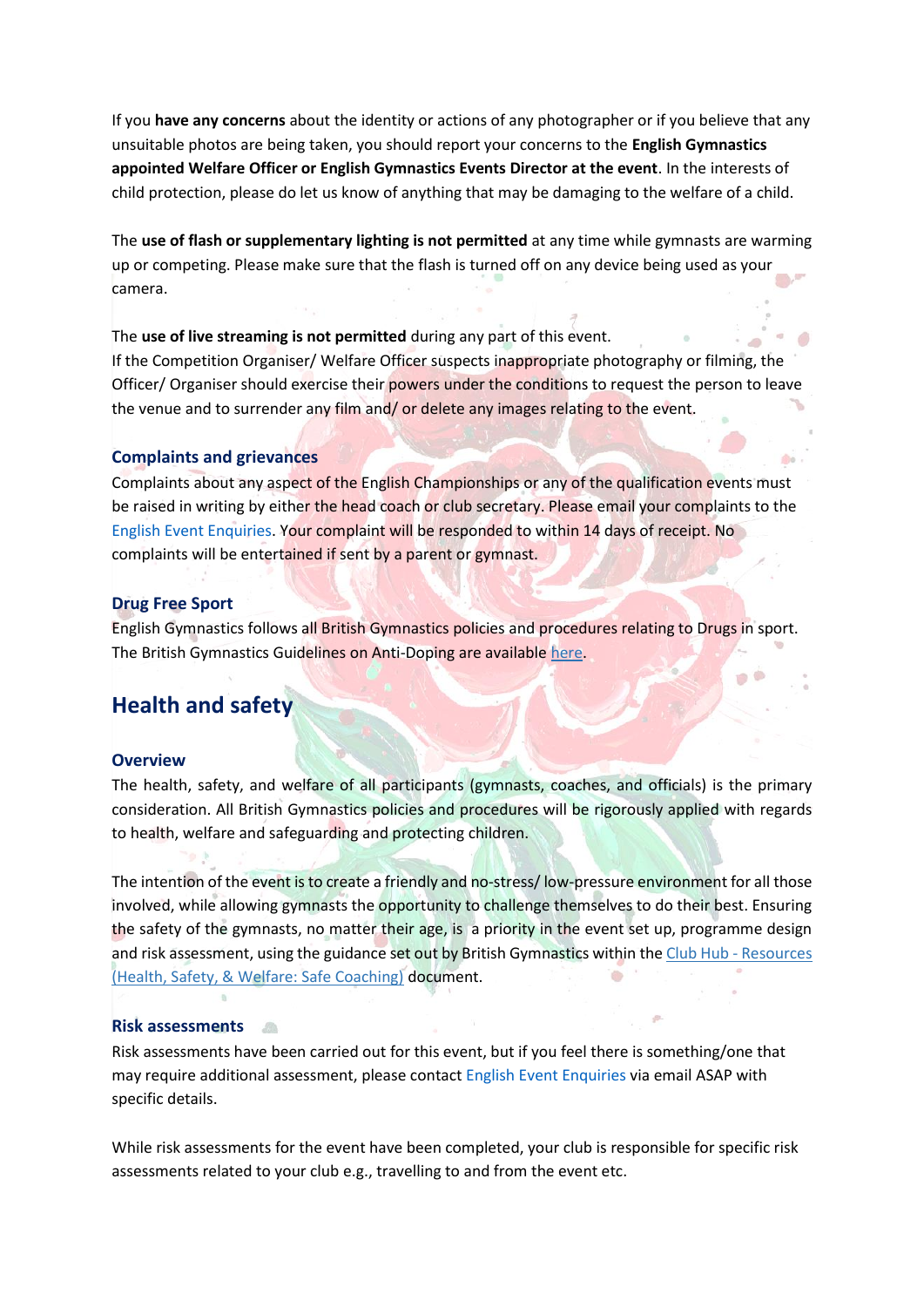If you **have any concerns** about the identity or actions of any photographer or if you believe that any unsuitable photos are being taken, you should report your concerns to the **English Gymnastics appointed Welfare Officer or English Gymnastics Events Director at the event**. In the interests of child protection, please do let us know of anything that may be damaging to the welfare of a child.

The **use of flash or supplementary lighting is not permitted** at any time while gymnasts are warming up or competing. Please make sure that the flash is turned off on any device being used as your camera.

The **use of live streaming is not permitted** during any part of this event.
If the Competition Organiser/ Welfare Officer suspects inappropriate photography or filming, the Officer/ Organiser should exercise their powers under the conditions to request the person to leave the venue and to surrender any film and/ or delete any images relating to the event.

### Complaints and grievances

Complaints about any aspect of the English Championships or any of the qualification events must be raised in writing by either the head coach or club secretary. Please email your complaints to the English Event Enquiries. Your complaint will be responded to within 14 days of receipt. No complaints will be entertained if sent by a parent or gymnast.

### Drug Free Sport

English Gymnastics follows all British Gymnastics policies and procedures relating to Drugs in sport. The British Gymnastics Guidelines on Anti-Doping are available here.

## Health and safety

### Overview

The health, safety, and welfare of all participants (gymnasts, coaches, and officials) is the primary consideration. All British Gymnastics policies and procedures will be rigorously applied with regards to health, welfare and safeguarding and protecting children.

The intention of the event is to create a friendly and no-stress/ low-pressure environment for all those involved, while allowing gymnasts the opportunity to challenge themselves to do their best. Ensuring the safety of the gymnasts, no matter their age, is a priority in the event set up, programme design and risk assessment, using the guidance set out by British Gymnastics within the Club Hub - Resources (Health, Safety, & Welfare: Safe Coaching) document.

### Risk assessments

Risk assessments have been carried out for this event, but if you feel there is something/one that may require additional assessment, please contact English Event Enquiries via email ASAP with specific details.

While risk assessments for the event have been completed, your club is responsible for specific risk assessments related to your club e.g., travelling to and from the event etc.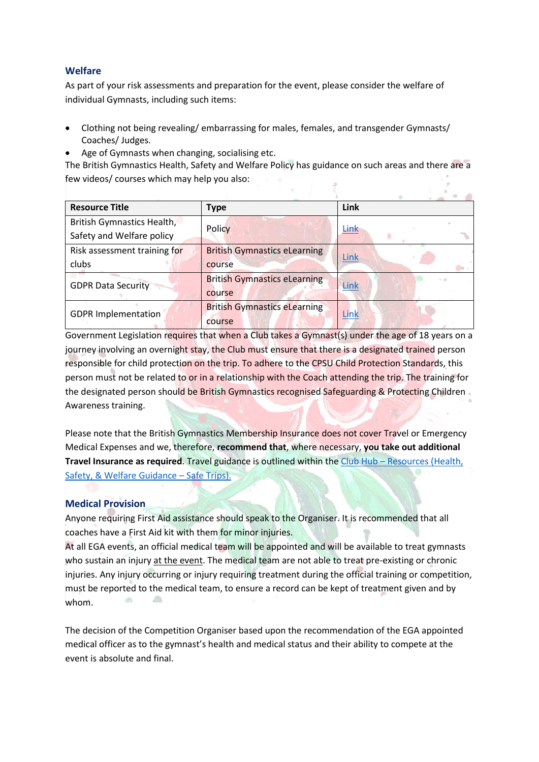## Welfare

As part of your risk assessments and preparation for the event, please consider the welfare of individual Gymnasts, including such items:

- Clothing not being revealing/ embarrassing for males, females, and transgender Gymnasts/ Coaches/ Judges.
- Age of Gymnasts when changing, socialising etc.

The British Gymnastics Health, Safety and Welfare Policy has guidance on such areas and there are a few videos/ courses which may help you also:

| Resource Title | Type | Link |
|---|---|---|
| British Gymnastics Health, Safety and Welfare policy | Policy | Link |
| Risk assessment training for clubs | British Gymnastics eLearning course | Link |
| GDPR Data Security | British Gymnastics eLearning course | Link |
| GDPR Implementation | British Gymnastics eLearning course | Link |

Government Legislation requires that when a Club takes a Gymnast(s) under the age of 18 years on a journey involving an overnight stay, the Club must ensure that there is a designated trained person responsible for child protection on the trip. To adhere to the CPSU Child Protection Standards, this person must not be related to or in a relationship with the Coach attending the trip. The training for the designated person should be British Gymnastics recognised Safeguarding & Protecting Children Awareness training.

Please note that the British Gymnastics Membership Insurance does not cover Travel or Emergency Medical Expenses and we, therefore, **recommend that**, where necessary, **you take out additional Travel Insurance as required**. Travel guidance is outlined within the Club Hub – Resources (Health, Safety, & Welfare Guidance – Safe Trips).

## Medical Provision

Anyone requiring First Aid assistance should speak to the Organiser. It is recommended that all coaches have a First Aid kit with them for minor injuries.

At all EGA events, an official medical team will be appointed and will be available to treat gymnasts who sustain an injury at the event. The medical team are not able to treat pre-existing or chronic injuries. Any injury occurring or injury requiring treatment during the official training or competition, must be reported to the medical team, to ensure a record can be kept of treatment given and by whom.

The decision of the Competition Organiser based upon the recommendation of the EGA appointed medical officer as to the gymnast's health and medical status and their ability to compete at the event is absolute and final.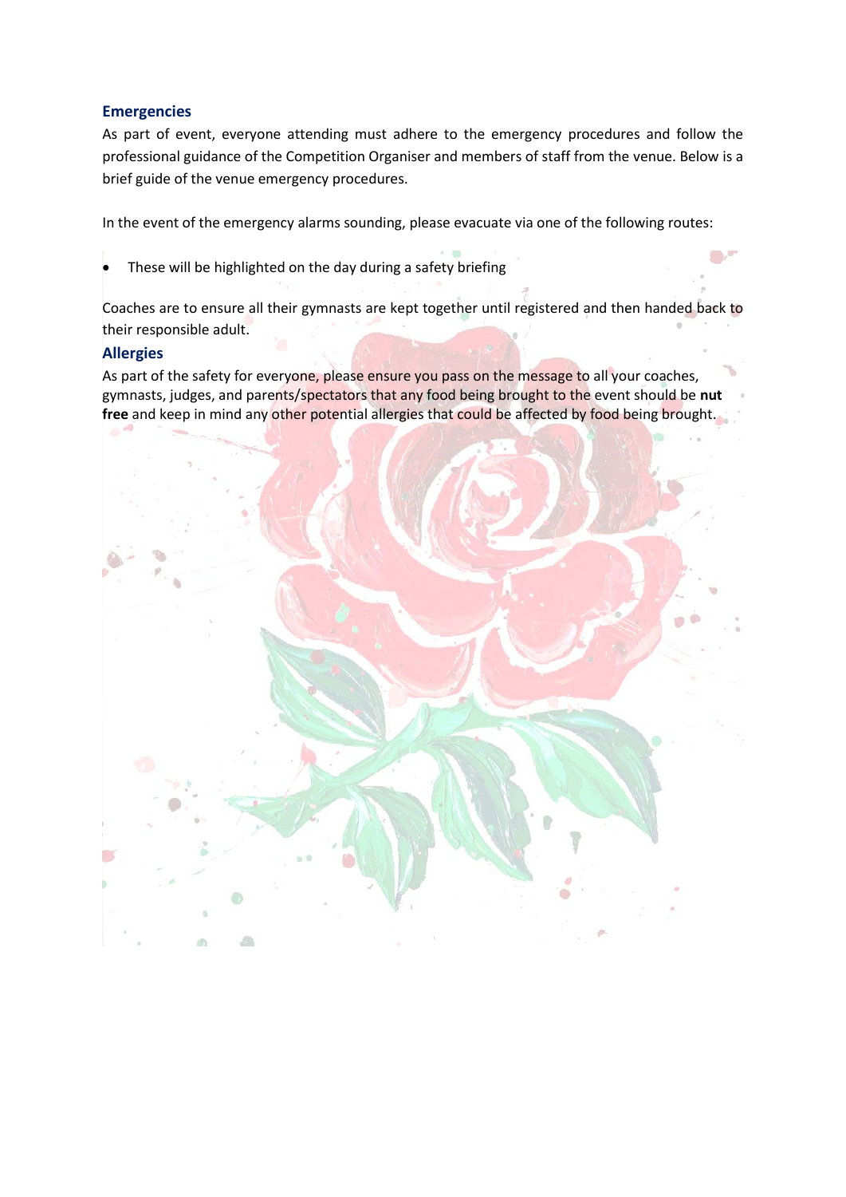## Emergencies

As part of event, everyone attending must adhere to the emergency procedures and follow the professional guidance of the Competition Organiser and members of staff from the venue. Below is a brief guide of the venue emergency procedures.

In the event of the emergency alarms sounding, please evacuate via one of the following routes:

- These will be highlighted on the day during a safety briefing

Coaches are to ensure all their gymnasts are kept together until registered and then handed back to their responsible adult.

## Allergies

As part of the safety for everyone, please ensure you pass on the message to all your coaches, gymnasts, judges, and parents/spectators that any food being brought to the event should be **nut free** and keep in mind any other potential allergies that could be affected by food being brought.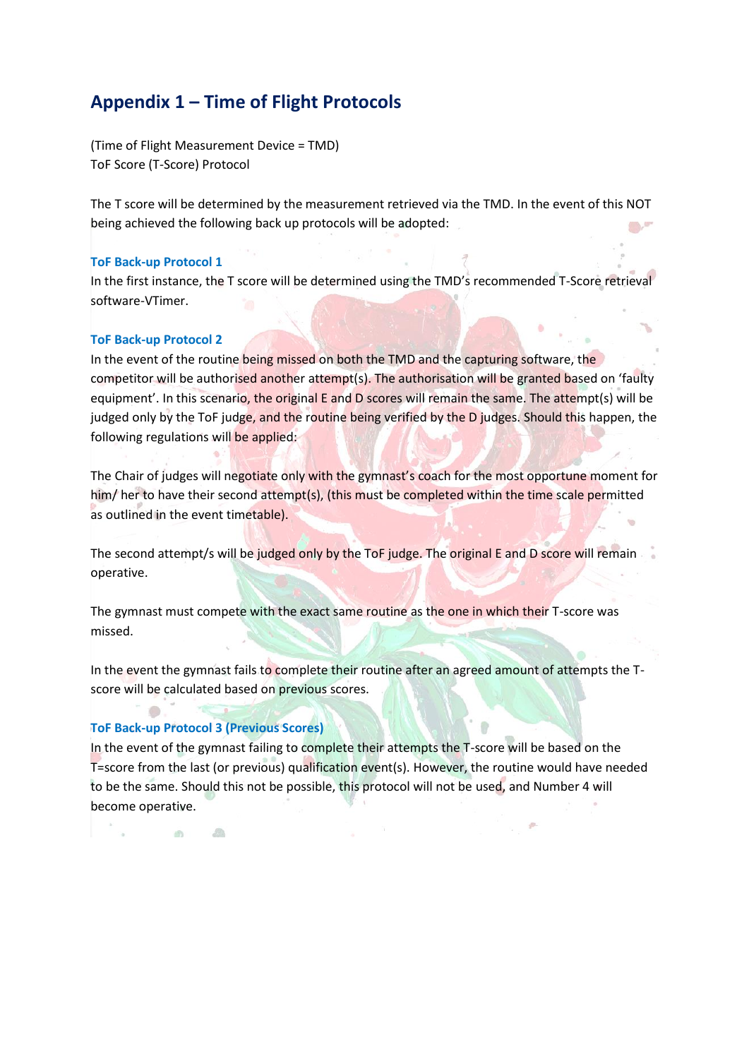## Appendix 1 – Time of Flight Protocols

(Time of Flight Measurement Device = TMD)
ToF Score (T-Score) Protocol

The T score will be determined by the measurement retrieved via the TMD. In the event of this NOT being achieved the following back up protocols will be adopted:

### ToF Back-up Protocol 1

In the first instance, the T score will be determined using the TMD's recommended T-Score retrieval software-VTimer.

### ToF Back-up Protocol 2

In the event of the routine being missed on both the TMD and the capturing software, the competitor will be authorised another attempt(s). The authorisation will be granted based on 'faulty equipment'. In this scenario, the original E and D scores will remain the same. The attempt(s) will be judged only by the ToF judge, and the routine being verified by the D judges. Should this happen, the following regulations will be applied:

The Chair of judges will negotiate only with the gymnast's coach for the most opportune moment for him/ her to have their second attempt(s), (this must be completed within the time scale permitted as outlined in the event timetable).

The second attempt/s will be judged only by the ToF judge. The original E and D score will remain operative.

The gymnast must compete with the exact same routine as the one in which their T-score was missed.

In the event the gymnast fails to complete their routine after an agreed amount of attempts the T-score will be calculated based on previous scores.

### ToF Back-up Protocol 3 (Previous Scores)

In the event of the gymnast failing to complete their attempts the T-score will be based on the T=score from the last (or previous) qualification event(s). However, the routine would have needed to be the same. Should this not be possible, this protocol will not be used, and Number 4 will become operative.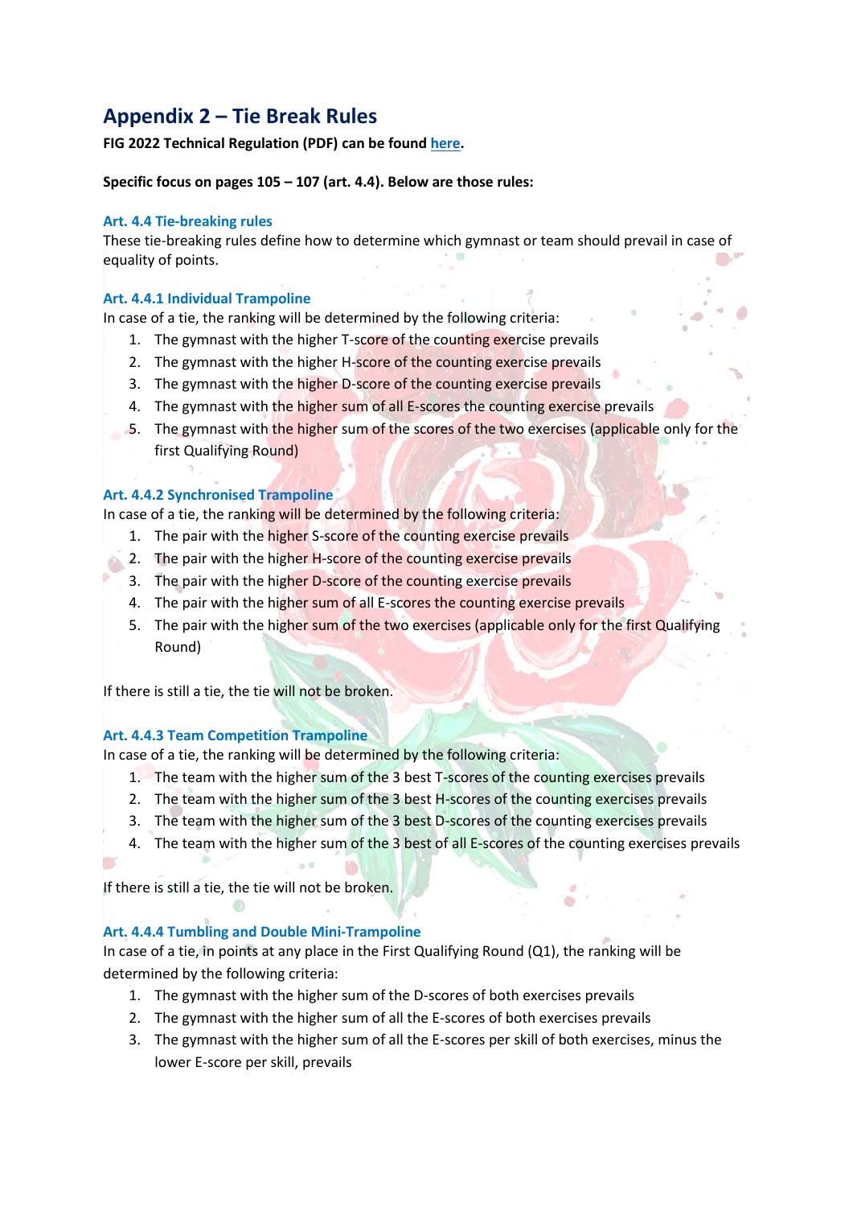## Appendix 2 – Tie Break Rules

**FIG 2022 Technical Regulation (PDF) can be found here.**

**Specific focus on pages 105 – 107 (art. 4.4). Below are those rules:**

### Art. 4.4 Tie-breaking rules

These tie-breaking rules define how to determine which gymnast or team should prevail in case of equality of points.

### Art. 4.4.1 Individual Trampoline

In case of a tie, the ranking will be determined by the following criteria:

1. The gymnast with the higher T-score of the counting exercise prevails
2. The gymnast with the higher H-score of the counting exercise prevails
3. The gymnast with the higher D-score of the counting exercise prevails
4. The gymnast with the higher sum of all E-scores the counting exercise prevails
5. The gymnast with the higher sum of the scores of the two exercises (applicable only for the first Qualifying Round)

### Art. 4.4.2 Synchronised Trampoline

In case of a tie, the ranking will be determined by the following criteria:

1. The pair with the higher S-score of the counting exercise prevails
2. The pair with the higher H-score of the counting exercise prevails
3. The pair with the higher D-score of the counting exercise prevails
4. The pair with the higher sum of all E-scores the counting exercise prevails
5. The pair with the higher sum of the two exercises (applicable only for the first Qualifying Round)

If there is still a tie, the tie will not be broken.

### Art. 4.4.3 Team Competition Trampoline

In case of a tie, the ranking will be determined by the following criteria:

1. The team with the higher sum of the 3 best T-scores of the counting exercises prevails
2. The team with the higher sum of the 3 best H-scores of the counting exercises prevails
3. The team with the higher sum of the 3 best D-scores of the counting exercises prevails
4. The team with the higher sum of the 3 best of all E-scores of the counting exercises prevails

If there is still a tie, the tie will not be broken.

### Art. 4.4.4 Tumbling and Double Mini-Trampoline

In case of a tie, in points at any place in the First Qualifying Round (Q1), the ranking will be determined by the following criteria:

1. The gymnast with the higher sum of the D-scores of both exercises prevails
2. The gymnast with the higher sum of all the E-scores of both exercises prevails
3. The gymnast with the higher sum of all the E-scores per skill of both exercises, minus the lower E-score per skill, prevails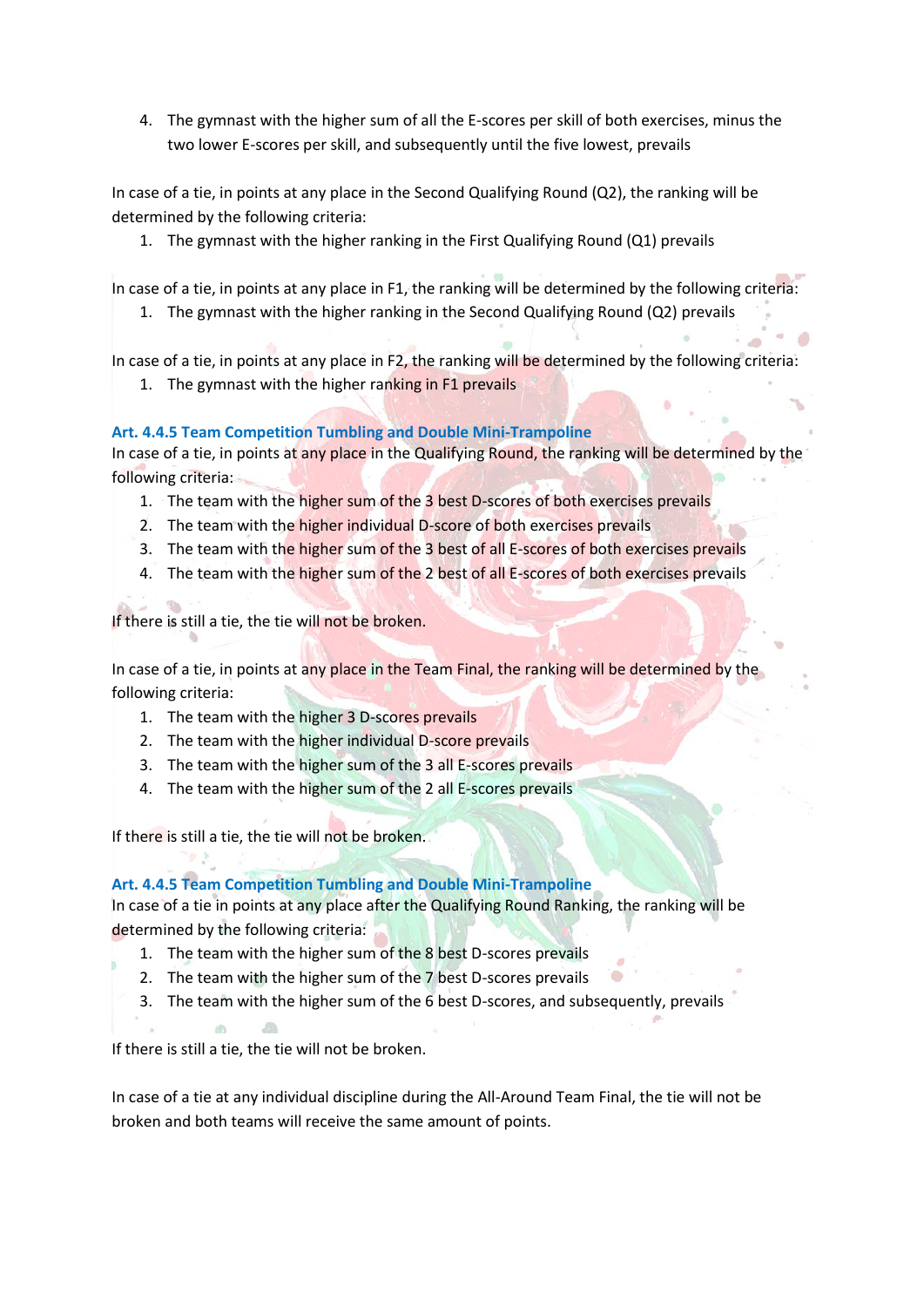4. The gymnast with the higher sum of all the E-scores per skill of both exercises, minus the two lower E-scores per skill, and subsequently until the five lowest, prevails

In case of a tie, in points at any place in the Second Qualifying Round (Q2), the ranking will be determined by the following criteria:

1. The gymnast with the higher ranking in the First Qualifying Round (Q1) prevails

In case of a tie, in points at any place in F1, the ranking will be determined by the following criteria:

1. The gymnast with the higher ranking in the Second Qualifying Round (Q2) prevails

In case of a tie, in points at any place in F2, the ranking will be determined by the following criteria:

1. The gymnast with the higher ranking in F1 prevails

### Art. 4.4.5 Team Competition Tumbling and Double Mini-Trampoline

In case of a tie, in points at any place in the Qualifying Round, the ranking will be determined by the following criteria:

1. The team with the higher sum of the 3 best D-scores of both exercises prevails
2. The team with the higher individual D-score of both exercises prevails
3. The team with the higher sum of the 3 best of all E-scores of both exercises prevails
4. The team with the higher sum of the 2 best of all E-scores of both exercises prevails

If there is still a tie, the tie will not be broken.

In case of a tie, in points at any place in the Team Final, the ranking will be determined by the following criteria:

1. The team with the higher 3 D-scores prevails
2. The team with the higher individual D-score prevails
3. The team with the higher sum of the 3 all E-scores prevails
4. The team with the higher sum of the 2 all E-scores prevails

If there is still a tie, the tie will not be broken.

### Art. 4.4.5 Team Competition Tumbling and Double Mini-Trampoline

In case of a tie in points at any place after the Qualifying Round Ranking, the ranking will be determined by the following criteria:

1. The team with the higher sum of the 8 best D-scores prevails
2. The team with the higher sum of the 7 best D-scores prevails
3. The team with the higher sum of the 6 best D-scores, and subsequently, prevails

If there is still a tie, the tie will not be broken.

In case of a tie at any individual discipline during the All-Around Team Final, the tie will not be broken and both teams will receive the same amount of points.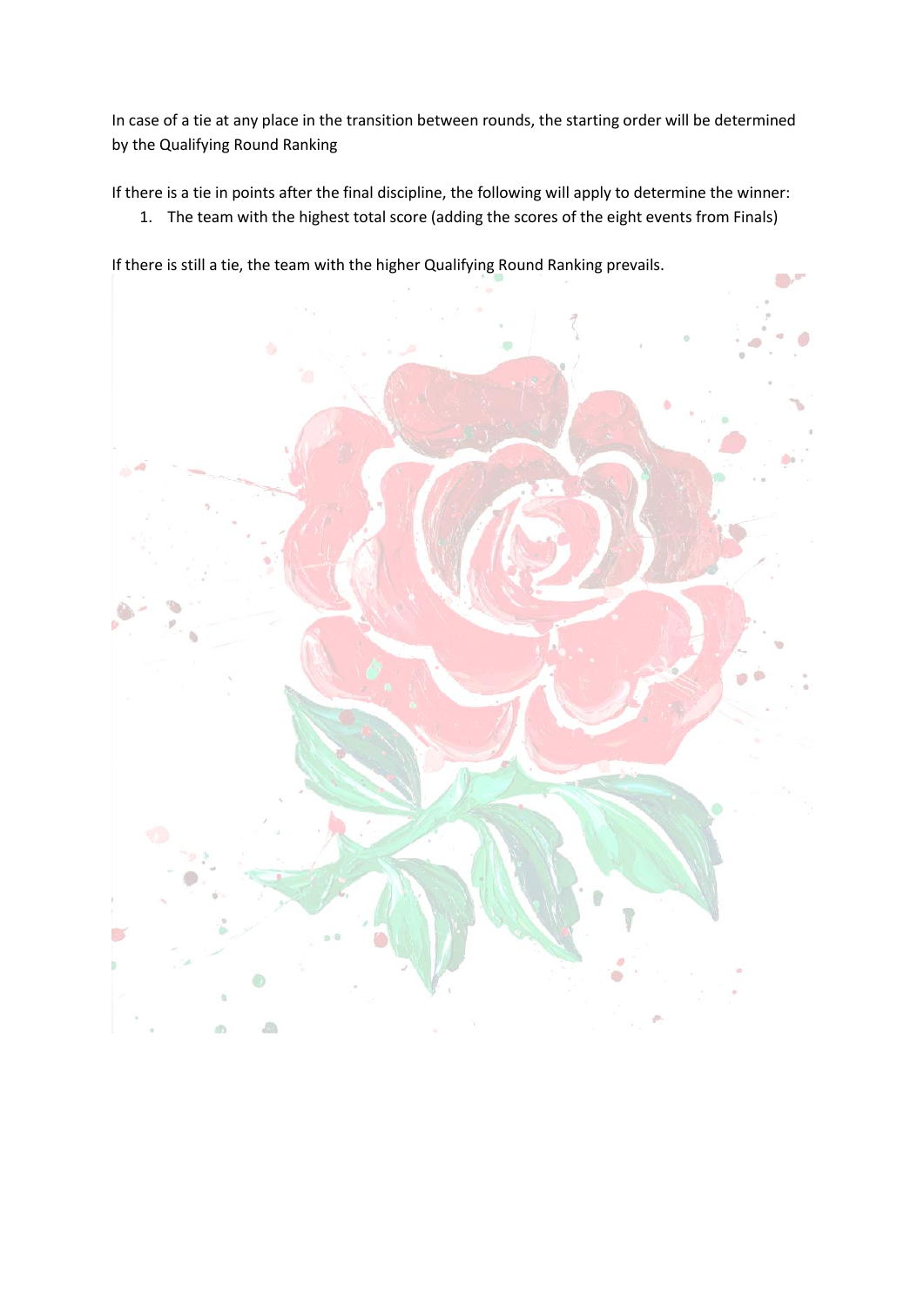In case of a tie at any place in the transition between rounds, the starting order will be determined by the Qualifying Round Ranking

If there is a tie in points after the final discipline, the following will apply to determine the winner:

1. The team with the highest total score (adding the scores of the eight events from Finals)

If there is still a tie, the team with the higher Qualifying Round Ranking prevails.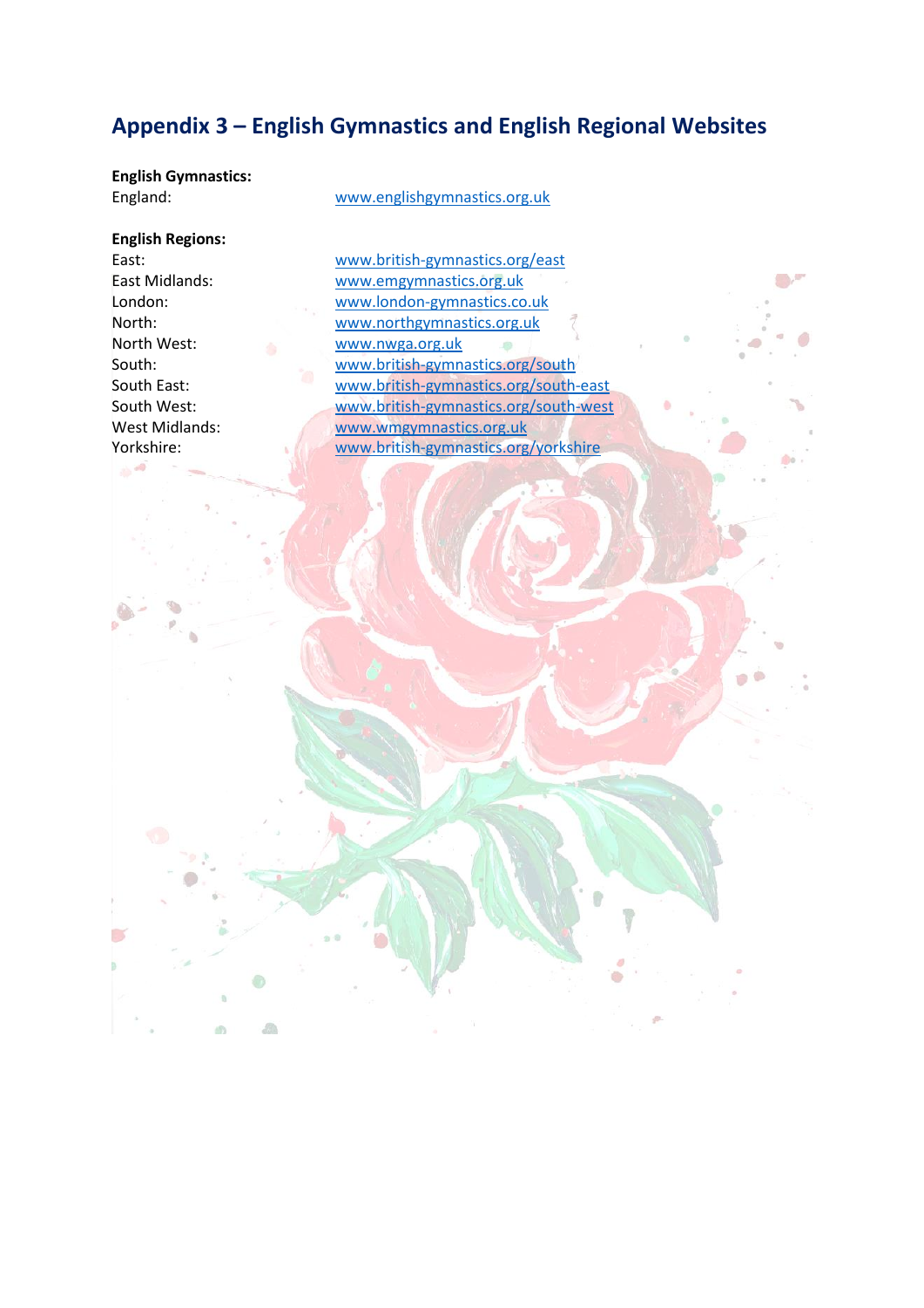## Appendix 3 – English Gymnastics and English Regional Websites

**English Gymnastics:**

| | |
|---|---|
| England: | www.englishgymnastics.org.uk |

**English Regions:**

| | |
|---|---|
| East: | www.british-gymnastics.org/east |
| East Midlands: | www.emgymnastics.org.uk |
| London: | www.london-gymnastics.co.uk |
| North: | www.northgymnastics.org.uk |
| North West: | www.nwga.org.uk |
| South: | www.british-gymnastics.org/south |
| South East: | www.british-gymnastics.org/south-east |
| South West: | www.british-gymnastics.org/south-west |
| West Midlands: | www.wmgymnastics.org.uk |
| Yorkshire: | www.british-gymnastics.org/yorkshire |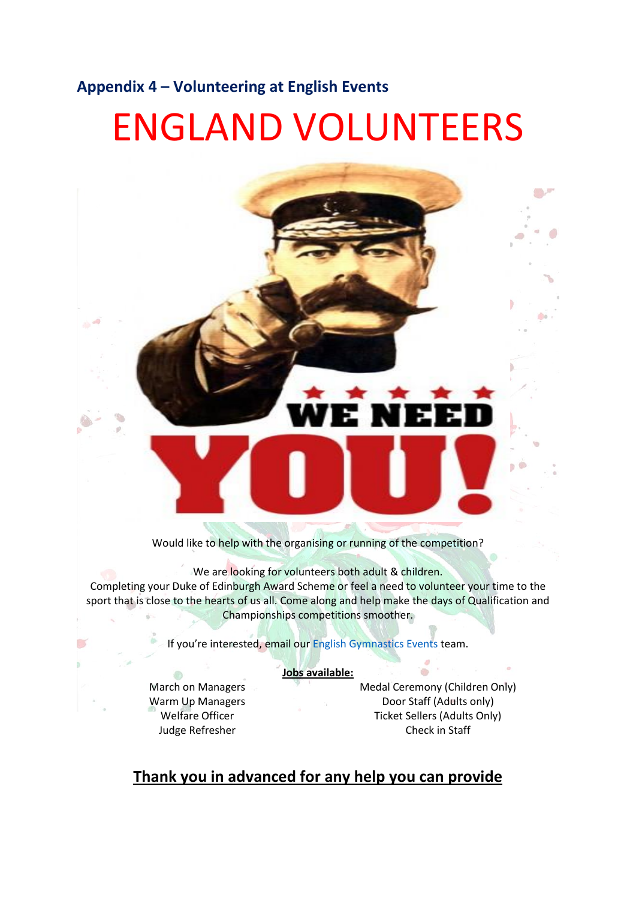## Appendix 4 – Volunteering at English Events

# ENGLAND VOLUNTEERS

WE NEED

YOU!

Would like to help with the organising or running of the competition?

We are looking for volunteers both adult & children.
Completing your Duke of Edinburgh Award Scheme or feel a need to volunteer your time to the sport that is close to the hearts of us all. Come along and help make the days of Qualification and Championships competitions smoother.

If you're interested, email our English Gymnastics Events team.

**Jobs available:**

March on Managers
Warm Up Managers
Welfare Officer
Judge Refresher

Medal Ceremony (Children Only)
Door Staff (Adults only)
Ticket Sellers (Adults Only)
Check in Staff

**Thank you in advanced for any help you can provide**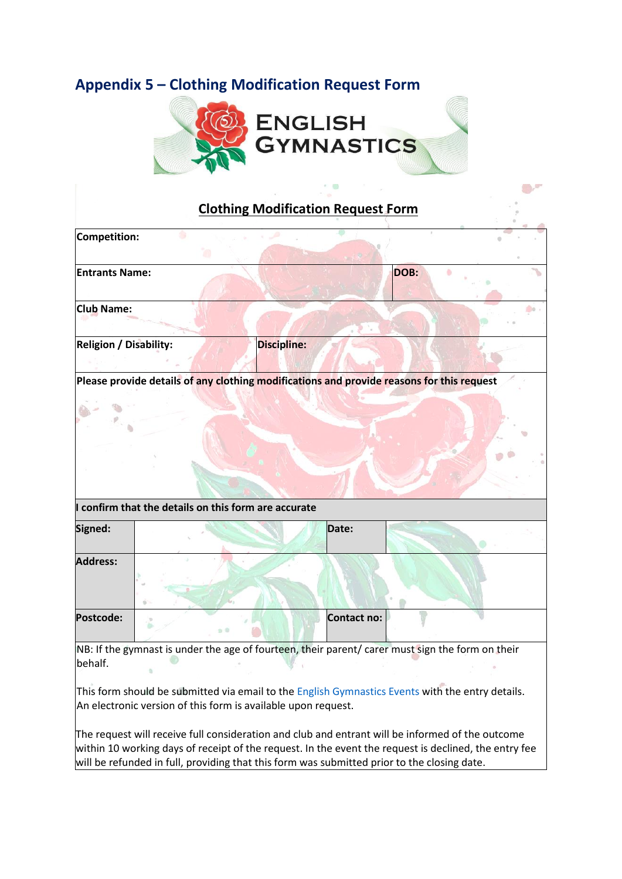## Appendix 5 – Clothing Modification Request Form

ENGLISH GYMNASTICS

### Clothing Modification Request Form

| | | | |
|---|---|---|---|
| **Competition:** | | | |
| **Entrants Name:** | | **DOB:** | |
| **Club Name:** | | | |
| **Religion / Disability:** | | **Discipline:** | |
| **Please provide details of any clothing modifications and provide reasons for this request** | | | |
| **I confirm that the details on this form are accurate** | | | |
| **Signed:** | | **Date:** | |
| **Address:** | | | |
| **Postcode:** | | **Contact no:** | |

NB: If the gymnast is under the age of fourteen, their parent/ carer must sign the form on their behalf.

This form should be submitted via email to the English Gymnastics Events with the entry details. An electronic version of this form is available upon request.

The request will receive full consideration and club and entrant will be informed of the outcome within 10 working days of receipt of the request. In the event the request is declined, the entry fee will be refunded in full, providing that this form was submitted prior to the closing date.